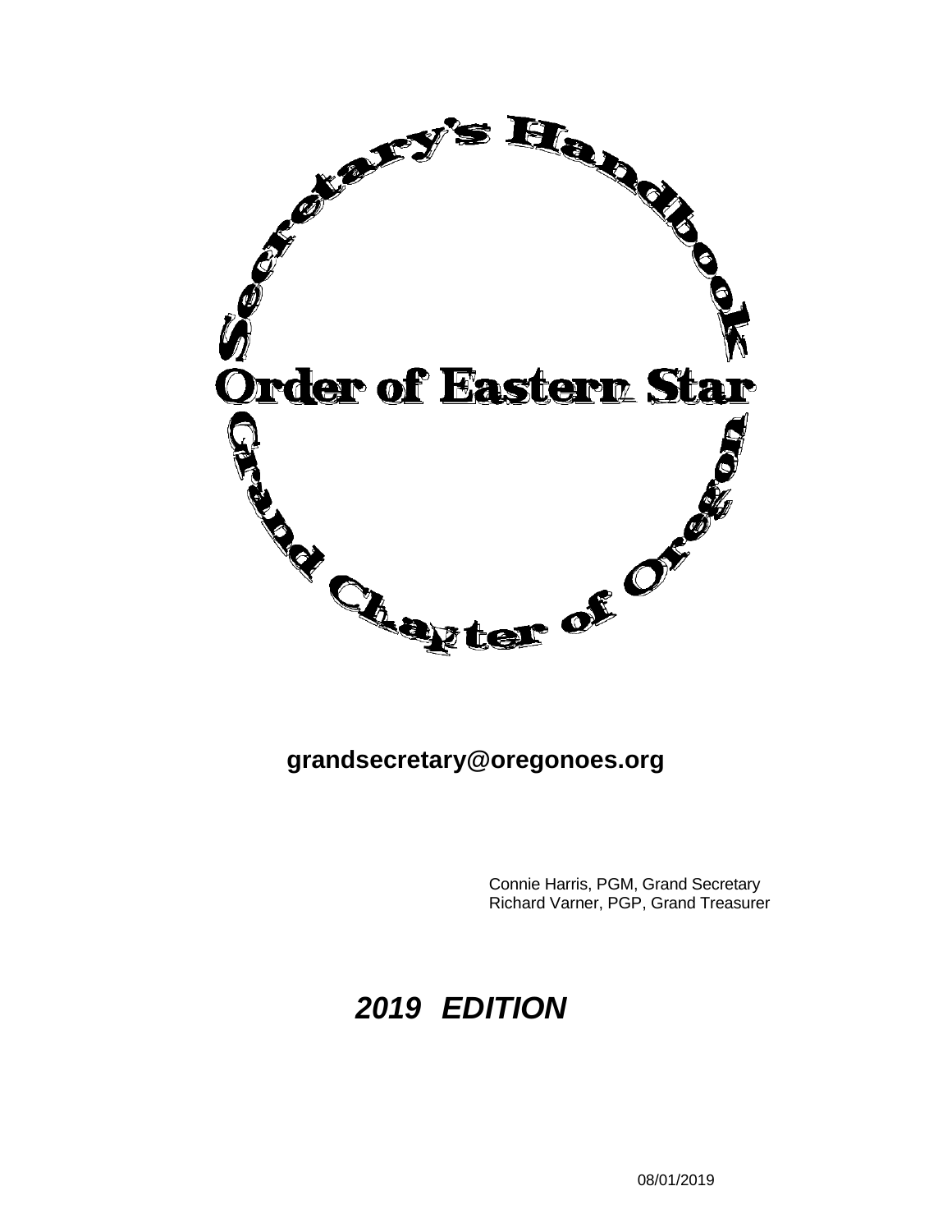# Secretary's Handbook

# Order of Eastern Star

# Grand Chapter of Oregon

**grandsecretary@oregonoes.org**

Connie Harris, PGM, Grand Secretary
Richard Varner, PGP, Grand Treasurer

## *2019 EDITION*

08/01/2019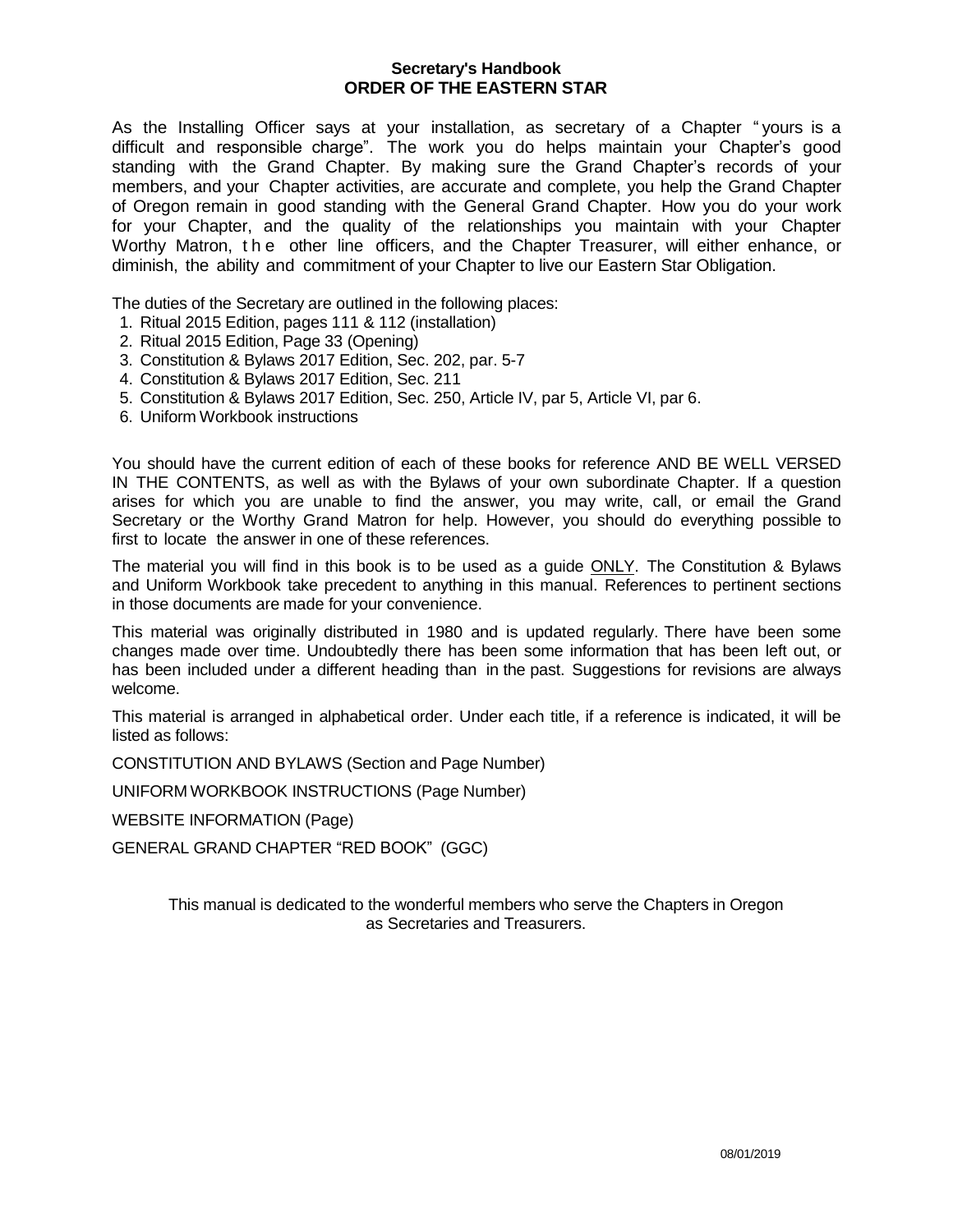**Secretary's Handbook**
**ORDER OF THE EASTERN STAR**

As the Installing Officer says at your installation, as secretary of a Chapter "yours is a difficult and responsible charge". The work you do helps maintain your Chapter's good standing with the Grand Chapter. By making sure the Grand Chapter's records of your members, and your Chapter activities, are accurate and complete, you help the Grand Chapter of Oregon remain in good standing with the General Grand Chapter. How you do your work for your Chapter, and the quality of the relationships you maintain with your Chapter Worthy Matron, the other line officers, and the Chapter Treasurer, will either enhance, or diminish, the ability and commitment of your Chapter to live our Eastern Star Obligation.

The duties of the Secretary are outlined in the following places:

1. Ritual 2015 Edition, pages 111 & 112 (installation)
2. Ritual 2015 Edition, Page 33 (Opening)
3. Constitution & Bylaws 2017 Edition, Sec. 202, par. 5-7
4. Constitution & Bylaws 2017 Edition, Sec. 211
5. Constitution & Bylaws 2017 Edition, Sec. 250, Article IV, par 5, Article VI, par 6.
6. Uniform Workbook instructions

You should have the current edition of each of these books for reference AND BE WELL VERSED IN THE CONTENTS, as well as with the Bylaws of your own subordinate Chapter. If a question arises for which you are unable to find the answer, you may write, call, or email the Grand Secretary or the Worthy Grand Matron for help. However, you should do everything possible to first to locate the answer in one of these references.

The material you will find in this book is to be used as a guide <u>ONLY</u>. The Constitution & Bylaws and Uniform Workbook take precedent to anything in this manual. References to pertinent sections in those documents are made for your convenience.

This material was originally distributed in 1980 and is updated regularly. There have been some changes made over time. Undoubtedly there has been some information that has been left out, or has been included under a different heading than in the past. Suggestions for revisions are always welcome.

This material is arranged in alphabetical order. Under each title, if a reference is indicated, it will be listed as follows:

CONSTITUTION AND BYLAWS (Section and Page Number)

UNIFORM WORKBOOK INSTRUCTIONS (Page Number)

WEBSITE INFORMATION (Page)

GENERAL GRAND CHAPTER "RED BOOK" (GGC)

This manual is dedicated to the wonderful members who serve the Chapters in Oregon as Secretaries and Treasurers.

08/01/2019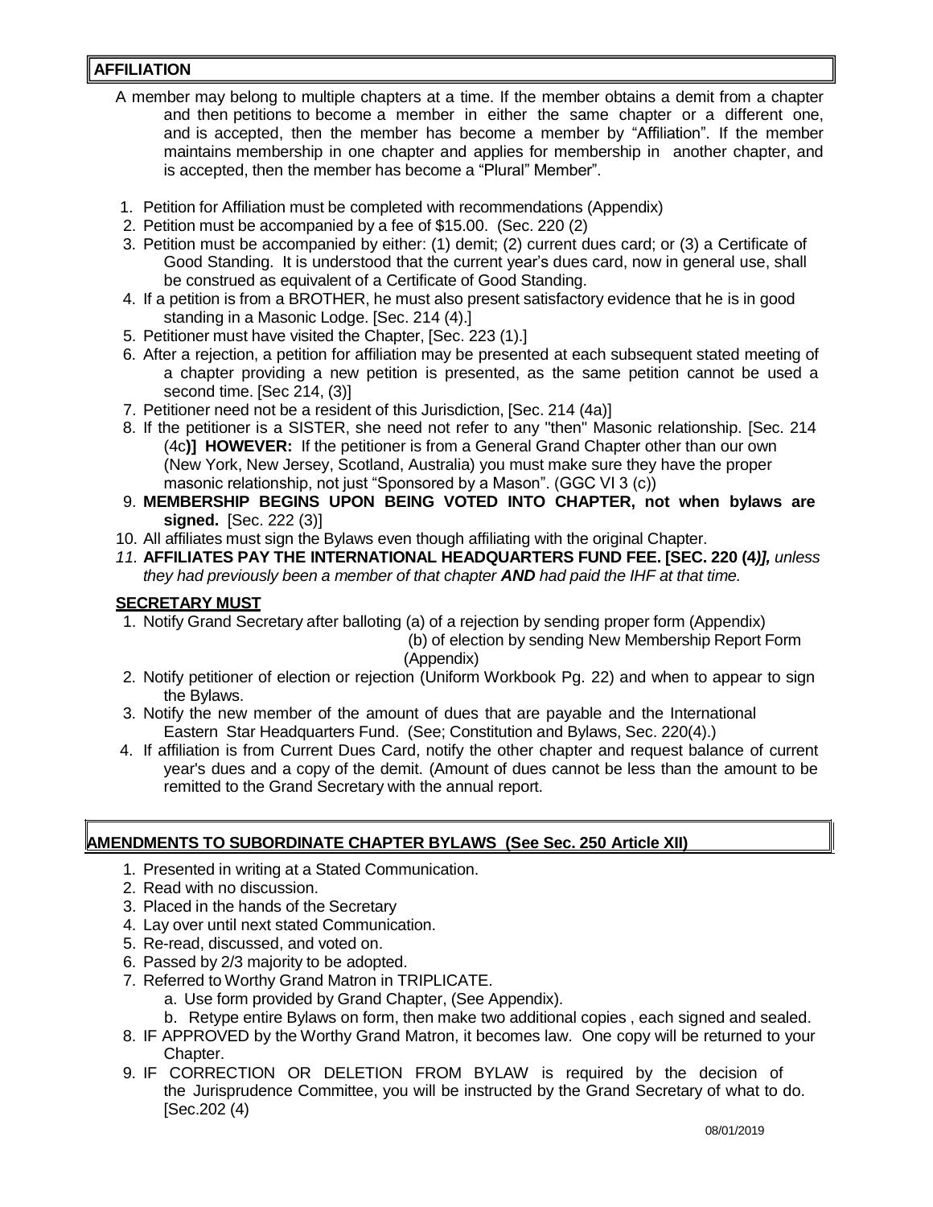## AFFILIATION

A member may belong to multiple chapters at a time. If the member obtains a demit from a chapter and then petitions to become a member in either the same chapter or a different one, and is accepted, then the member has become a member by "Affiliation". If the member maintains membership in one chapter and applies for membership in another chapter, and is accepted, then the member has become a "Plural" Member".

1. Petition for Affiliation must be completed with recommendations (Appendix)
2. Petition must be accompanied by a fee of $15.00. (Sec. 220 (2)
3. Petition must be accompanied by either: (1) demit; (2) current dues card; or (3) a Certificate of Good Standing. It is understood that the current year's dues card, now in general use, shall be construed as equivalent of a Certificate of Good Standing.
4. If a petition is from a BROTHER, he must also present satisfactory evidence that he is in good standing in a Masonic Lodge. [Sec. 214 (4).]
5. Petitioner must have visited the Chapter, [Sec. 223 (1).]
6. After a rejection, a petition for affiliation may be presented at each subsequent stated meeting of a chapter providing a new petition is presented, as the same petition cannot be used a second time. [Sec 214, (3)]
7. Petitioner need not be a resident of this Jurisdiction, [Sec. 214 (4a)]
8. If the petitioner is a SISTER, she need not refer to any "then" Masonic relationship. [Sec. 214 (4c**)] HOWEVER:** If the petitioner is from a General Grand Chapter other than our own (New York, New Jersey, Scotland, Australia) you must make sure they have the proper masonic relationship, not just "Sponsored by a Mason". (GGC VI 3 (c))
9. **MEMBERSHIP BEGINS UPON BEING VOTED INTO CHAPTER, not when bylaws are signed.** [Sec. 222 (3)]
10. All affiliates must sign the Bylaws even though affiliating with the original Chapter.
11. **AFFILIATES PAY THE INTERNATIONAL HEADQUARTERS FUND FEE. [SEC. 220 (4*)]*,** *unless they had previously been a member of that chapter **AND** had paid the IHF at that time.*

### SECRETARY MUST

1. Notify Grand Secretary after balloting (a) of a rejection by sending proper form (Appendix)
   (b) of election by sending New Membership Report Form (Appendix)
2. Notify petitioner of election or rejection (Uniform Workbook Pg. 22) and when to appear to sign the Bylaws.
3. Notify the new member of the amount of dues that are payable and the International Eastern Star Headquarters Fund. (See; Constitution and Bylaws, Sec. 220(4).)
4. If affiliation is from Current Dues Card, notify the other chapter and request balance of current year's dues and a copy of the demit. (Amount of dues cannot be less than the amount to be remitted to the Grand Secretary with the annual report.

## AMENDMENTS TO SUBORDINATE CHAPTER BYLAWS (See Sec. 250 Article XII)

1. Presented in writing at a Stated Communication.
2. Read with no discussion.
3. Placed in the hands of the Secretary
4. Lay over until next stated Communication.
5. Re-read, discussed, and voted on.
6. Passed by 2/3 majority to be adopted.
7. Referred to Worthy Grand Matron in TRIPLICATE.
   a. Use form provided by Grand Chapter, (See Appendix).
   b. Retype entire Bylaws on form, then make two additional copies , each signed and sealed.
8. IF APPROVED by the Worthy Grand Matron, it becomes law. One copy will be returned to your Chapter.
9. IF CORRECTION OR DELETION FROM BYLAW is required by the decision of the Jurisprudence Committee, you will be instructed by the Grand Secretary of what to do. [Sec.202 (4)

08/01/2019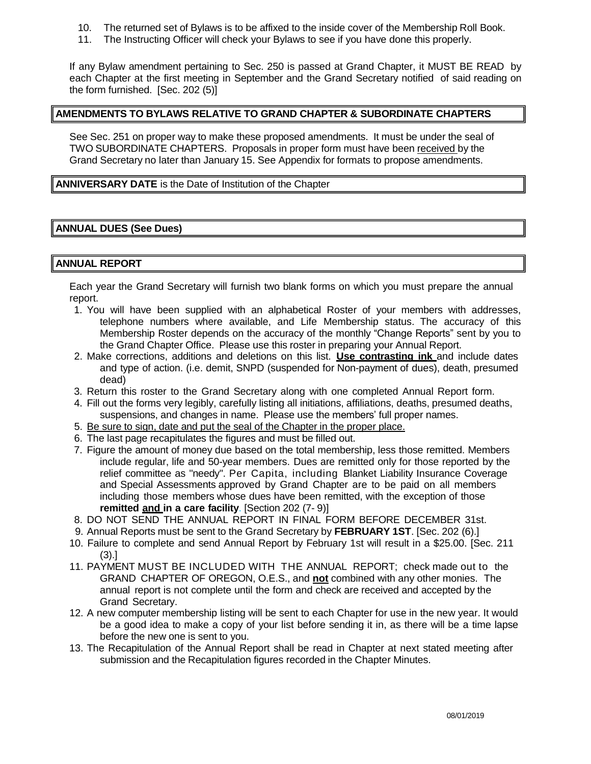10. The returned set of Bylaws is to be affixed to the inside cover of the Membership Roll Book.
11. The Instructing Officer will check your Bylaws to see if you have done this properly.

If any Bylaw amendment pertaining to Sec. 250 is passed at Grand Chapter, it MUST BE READ by each Chapter at the first meeting in September and the Grand Secretary notified of said reading on the form furnished. [Sec. 202 (5)]

## AMENDMENTS TO BYLAWS RELATIVE TO GRAND CHAPTER & SUBORDINATE CHAPTERS

See Sec. 251 on proper way to make these proposed amendments. It must be under the seal of TWO SUBORDINATE CHAPTERS. Proposals in proper form must have been received by the Grand Secretary no later than January 15. See Appendix for formats to propose amendments.

## **ANNIVERSARY DATE** is the Date of Institution of the Chapter

## ANNUAL DUES (See Dues)

## ANNUAL REPORT

Each year the Grand Secretary will furnish two blank forms on which you must prepare the annual report.

1. You will have been supplied with an alphabetical Roster of your members with addresses, telephone numbers where available, and Life Membership status. The accuracy of this Membership Roster depends on the accuracy of the monthly "Change Reports" sent by you to the Grand Chapter Office. Please use this roster in preparing your Annual Report.
2. Make corrections, additions and deletions on this list. **Use contrasting ink** and include dates and type of action. (i.e. demit, SNPD (suspended for Non-payment of dues), death, presumed dead)
3. Return this roster to the Grand Secretary along with one completed Annual Report form.
4. Fill out the forms very legibly, carefully listing all initiations, affiliations, deaths, presumed deaths, suspensions, and changes in name. Please use the members' full proper names.
5. Be sure to sign, date and put the seal of the Chapter in the proper place.
6. The last page recapitulates the figures and must be filled out.
7. Figure the amount of money due based on the total membership, less those remitted. Members include regular, life and 50-year members. Dues are remitted only for those reported by the relief committee as "needy". Per Capita, including Blanket Liability Insurance Coverage and Special Assessments approved by Grand Chapter are to be paid on all members including those members whose dues have been remitted, with the exception of those **remitted and in a care facility**. [Section 202 (7- 9)]
8. DO NOT SEND THE ANNUAL REPORT IN FINAL FORM BEFORE DECEMBER 31st.
9. Annual Reports must be sent to the Grand Secretary by **FEBRUARY 1ST**. [Sec. 202 (6).]
10. Failure to complete and send Annual Report by February 1st will result in a $25.00. [Sec. 211 (3).]
11. PAYMENT MUST BE INCLUDED WITH THE ANNUAL REPORT; check made out to the GRAND CHAPTER OF OREGON, O.E.S., and **not** combined with any other monies. The annual report is not complete until the form and check are received and accepted by the Grand Secretary.
12. A new computer membership listing will be sent to each Chapter for use in the new year. It would be a good idea to make a copy of your list before sending it in, as there will be a time lapse before the new one is sent to you.
13. The Recapitulation of the Annual Report shall be read in Chapter at next stated meeting after submission and the Recapitulation figures recorded in the Chapter Minutes.

08/01/2019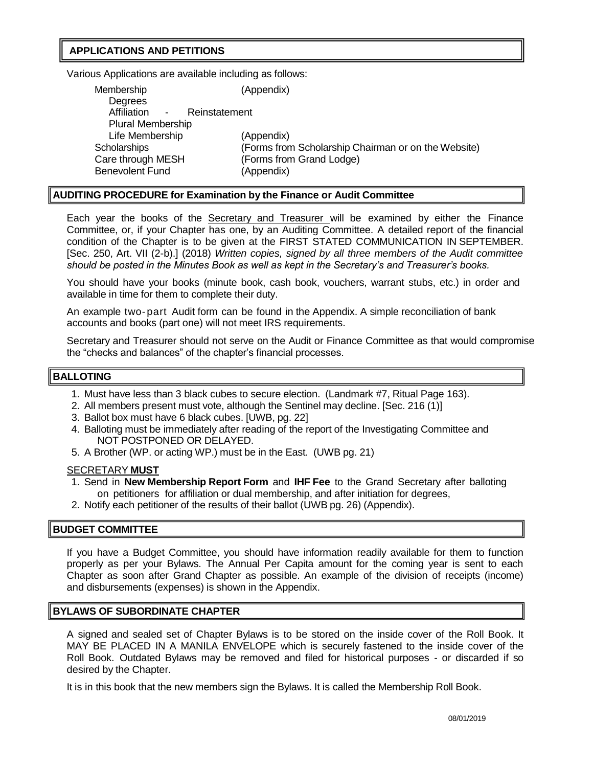## APPLICATIONS AND PETITIONS

Various Applications are available including as follows:

| | |
|---|---|
| Membership | (Appendix) |
| Degrees | |
| Affiliation - Reinstatement | |
| Plural Membership | |
| Life Membership | (Appendix) |
| Scholarships | (Forms from Scholarship Chairman or on the Website) |
| Care through MESH | (Forms from Grand Lodge) |
| Benevolent Fund | (Appendix) |

## AUDITING PROCEDURE for Examination by the Finance or Audit Committee

Each year the books of the Secretary and Treasurer will be examined by either the Finance Committee, or, if your Chapter has one, by an Auditing Committee. A detailed report of the financial condition of the Chapter is to be given at the FIRST STATED COMMUNICATION IN SEPTEMBER. [Sec. 250, Art. VII (2-b).] (2018) *Written copies, signed by all three members of the Audit committee should be posted in the Minutes Book as well as kept in the Secretary's and Treasurer's books.*

You should have your books (minute book, cash book, vouchers, warrant stubs, etc.) in order and available in time for them to complete their duty.

An example two-part Audit form can be found in the Appendix. A simple reconciliation of bank accounts and books (part one) will not meet IRS requirements.

Secretary and Treasurer should not serve on the Audit or Finance Committee as that would compromise the "checks and balances" of the chapter's financial processes.

## BALLOTING

1. Must have less than 3 black cubes to secure election. (Landmark #7, Ritual Page 163).
2. All members present must vote, although the Sentinel may decline. [Sec. 216 (1)]
3. Ballot box must have 6 black cubes. [UWB, pg. 22]
4. Balloting must be immediately after reading of the report of the Investigating Committee and NOT POSTPONED OR DELAYED.
5. A Brother (WP. or acting WP.) must be in the East. (UWB pg. 21)

SECRETARY **MUST**

1. Send in **New Membership Report Form** and **IHF Fee** to the Grand Secretary after balloting on petitioners for affiliation or dual membership, and after initiation for degrees,
2. Notify each petitioner of the results of their ballot (UWB pg. 26) (Appendix).

## BUDGET COMMITTEE

If you have a Budget Committee, you should have information readily available for them to function properly as per your Bylaws. The Annual Per Capita amount for the coming year is sent to each Chapter as soon after Grand Chapter as possible. An example of the division of receipts (income) and disbursements (expenses) is shown in the Appendix.

## BYLAWS OF SUBORDINATE CHAPTER

A signed and sealed set of Chapter Bylaws is to be stored on the inside cover of the Roll Book. It MAY BE PLACED IN A MANILA ENVELOPE which is securely fastened to the inside cover of the Roll Book. Outdated Bylaws may be removed and filed for historical purposes - or discarded if so desired by the Chapter.

It is in this book that the new members sign the Bylaws. It is called the Membership Roll Book.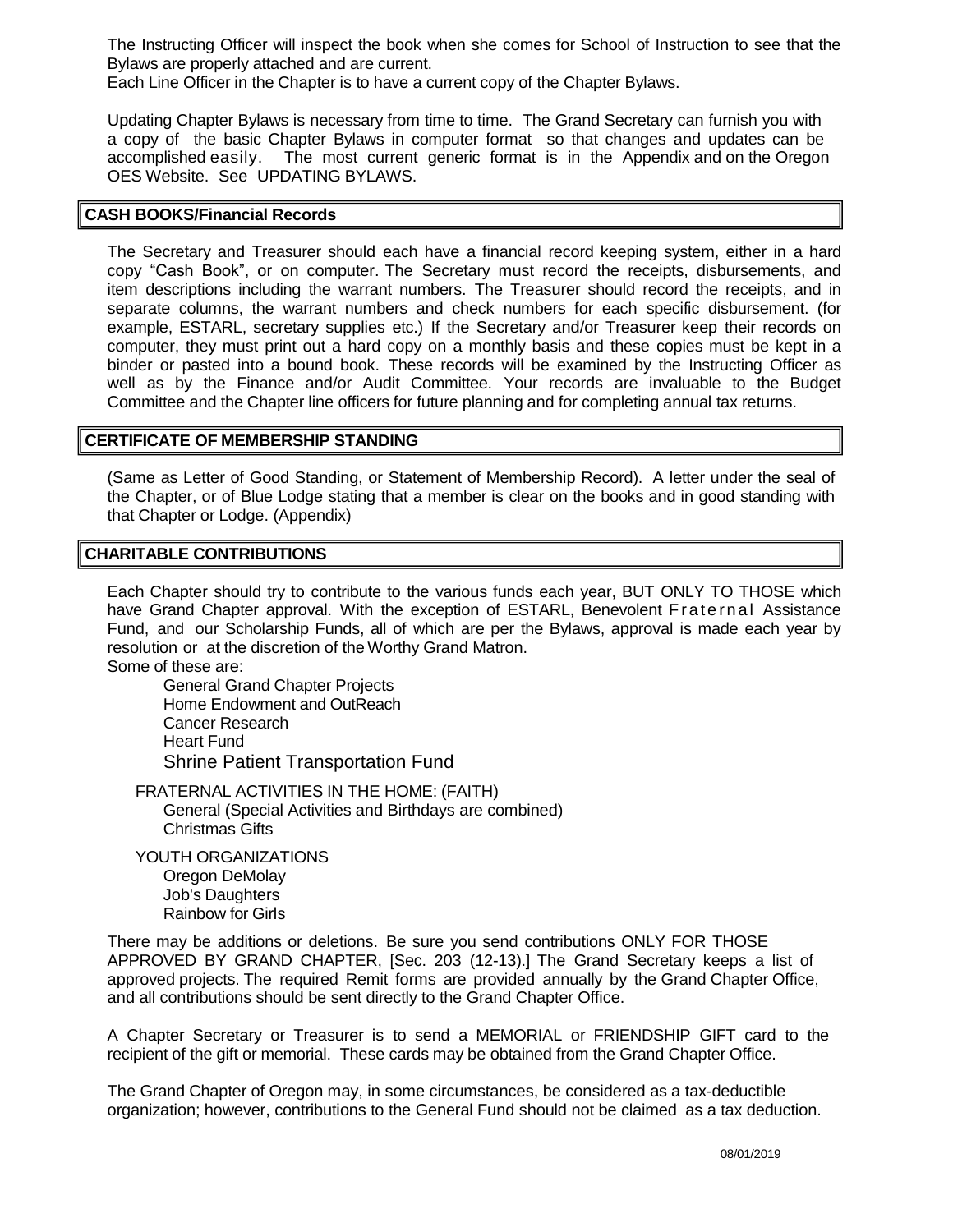The Instructing Officer will inspect the book when she comes for School of Instruction to see that the Bylaws are properly attached and are current.
Each Line Officer in the Chapter is to have a current copy of the Chapter Bylaws.

Updating Chapter Bylaws is necessary from time to time. The Grand Secretary can furnish you with a copy of the basic Chapter Bylaws in computer format so that changes and updates can be accomplished easily. The most current generic format is in the Appendix and on the Oregon OES Website. See UPDATING BYLAWS.

## CASH BOOKS/Financial Records

The Secretary and Treasurer should each have a financial record keeping system, either in a hard copy "Cash Book", or on computer. The Secretary must record the receipts, disbursements, and item descriptions including the warrant numbers. The Treasurer should record the receipts, and in separate columns, the warrant numbers and check numbers for each specific disbursement. (for example, ESTARL, secretary supplies etc.) If the Secretary and/or Treasurer keep their records on computer, they must print out a hard copy on a monthly basis and these copies must be kept in a binder or pasted into a bound book. These records will be examined by the Instructing Officer as well as by the Finance and/or Audit Committee. Your records are invaluable to the Budget Committee and the Chapter line officers for future planning and for completing annual tax returns.

## CERTIFICATE OF MEMBERSHIP STANDING

(Same as Letter of Good Standing, or Statement of Membership Record). A letter under the seal of the Chapter, or of Blue Lodge stating that a member is clear on the books and in good standing with that Chapter or Lodge. (Appendix)

## CHARITABLE CONTRIBUTIONS

Each Chapter should try to contribute to the various funds each year, BUT ONLY TO THOSE which have Grand Chapter approval. With the exception of ESTARL, Benevolent Fraternal Assistance Fund, and our Scholarship Funds, all of which are per the Bylaws, approval is made each year by resolution or at the discretion of the Worthy Grand Matron.
Some of these are:

- General Grand Chapter Projects
- Home Endowment and OutReach
- Cancer Research
- Heart Fund
- Shrine Patient Transportation Fund

FRATERNAL ACTIVITIES IN THE HOME: (FAITH)

- General (Special Activities and Birthdays are combined)
- Christmas Gifts

YOUTH ORGANIZATIONS

- Oregon DeMolay
- Job's Daughters
- Rainbow for Girls

There may be additions or deletions. Be sure you send contributions ONLY FOR THOSE APPROVED BY GRAND CHAPTER, [Sec. 203 (12-13).] The Grand Secretary keeps a list of approved projects. The required Remit forms are provided annually by the Grand Chapter Office, and all contributions should be sent directly to the Grand Chapter Office.

A Chapter Secretary or Treasurer is to send a MEMORIAL or FRIENDSHIP GIFT card to the recipient of the gift or memorial. These cards may be obtained from the Grand Chapter Office.

The Grand Chapter of Oregon may, in some circumstances, be considered as a tax-deductible organization; however, contributions to the General Fund should not be claimed as a tax deduction.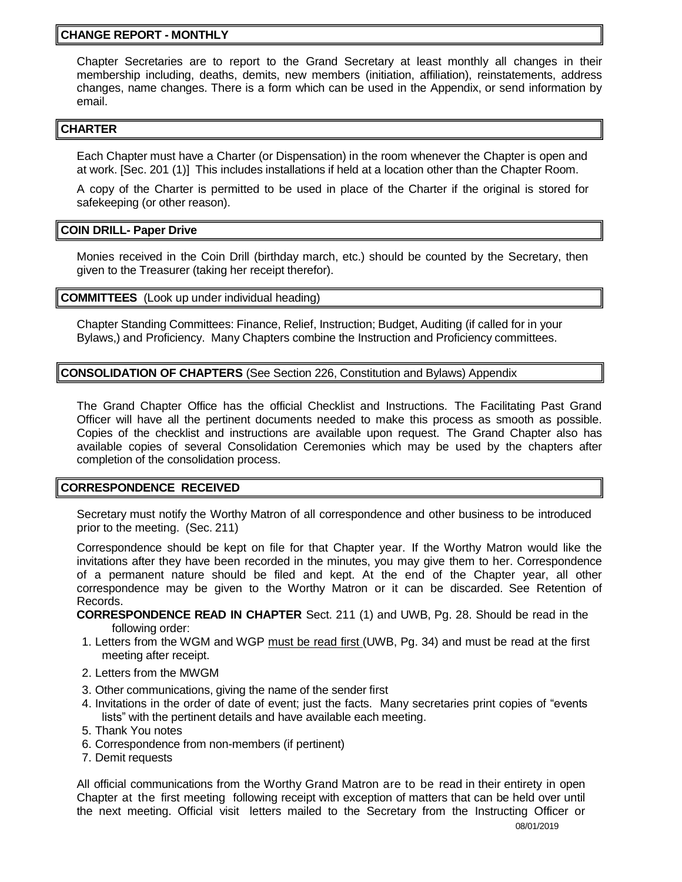## CHANGE REPORT - MONTHLY

Chapter Secretaries are to report to the Grand Secretary at least monthly all changes in their membership including, deaths, demits, new members (initiation, affiliation), reinstatements, address changes, name changes. There is a form which can be used in the Appendix, or send information by email.

## CHARTER

Each Chapter must have a Charter (or Dispensation) in the room whenever the Chapter is open and at work. [Sec. 201 (1)] This includes installations if held at a location other than the Chapter Room.

A copy of the Charter is permitted to be used in place of the Charter if the original is stored for safekeeping (or other reason).

## COIN DRILL- Paper Drive

Monies received in the Coin Drill (birthday march, etc.) should be counted by the Secretary, then given to the Treasurer (taking her receipt therefor).

## COMMITTEES (Look up under individual heading)

Chapter Standing Committees: Finance, Relief, Instruction; Budget, Auditing (if called for in your Bylaws,) and Proficiency. Many Chapters combine the Instruction and Proficiency committees.

## CONSOLIDATION OF CHAPTERS (See Section 226, Constitution and Bylaws) Appendix

The Grand Chapter Office has the official Checklist and Instructions. The Facilitating Past Grand Officer will have all the pertinent documents needed to make this process as smooth as possible. Copies of the checklist and instructions are available upon request. The Grand Chapter also has available copies of several Consolidation Ceremonies which may be used by the chapters after completion of the consolidation process.

## CORRESPONDENCE RECEIVED

Secretary must notify the Worthy Matron of all correspondence and other business to be introduced prior to the meeting. (Sec. 211)

Correspondence should be kept on file for that Chapter year. If the Worthy Matron would like the invitations after they have been recorded in the minutes, you may give them to her. Correspondence of a permanent nature should be filed and kept. At the end of the Chapter year, all other correspondence may be given to the Worthy Matron or it can be discarded. See Retention of Records.

**CORRESPONDENCE READ IN CHAPTER** Sect. 211 (1) and UWB, Pg. 28. Should be read in the following order:

1. Letters from the WGM and WGP must be read first (UWB, Pg. 34) and must be read at the first meeting after receipt.
2. Letters from the MWGM
3. Other communications, giving the name of the sender first
4. Invitations in the order of date of event; just the facts. Many secretaries print copies of "events lists" with the pertinent details and have available each meeting.
5. Thank You notes
6. Correspondence from non-members (if pertinent)
7. Demit requests

All official communications from the Worthy Grand Matron are to be read in their entirety in open Chapter at the first meeting following receipt with exception of matters that can be held over until the next meeting. Official visit letters mailed to the Secretary from the Instructing Officer or

08/01/2019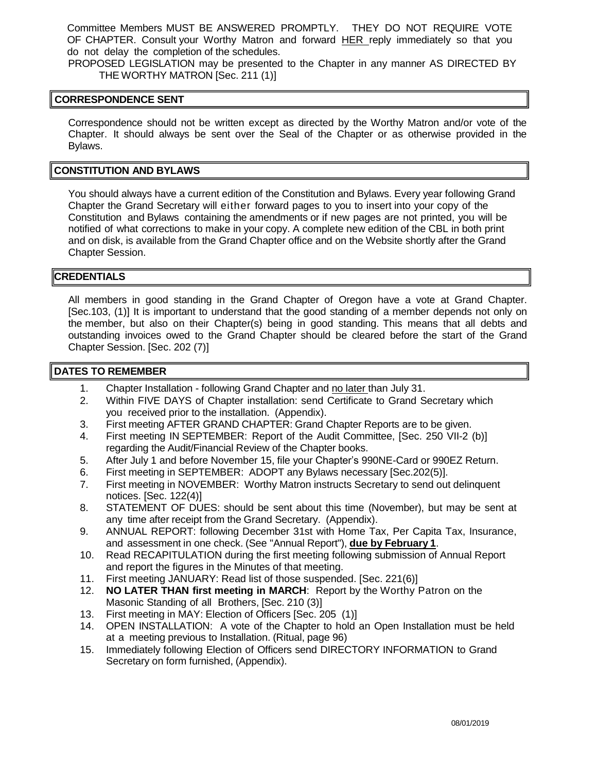Committee Members MUST BE ANSWERED PROMPTLY. THEY DO NOT REQUIRE VOTE OF CHAPTER. Consult your Worthy Matron and forward HER reply immediately so that you do not delay the completion of the schedules.

PROPOSED LEGISLATION may be presented to the Chapter in any manner AS DIRECTED BY THE WORTHY MATRON [Sec. 211 (1)]

## CORRESPONDENCE SENT

Correspondence should not be written except as directed by the Worthy Matron and/or vote of the Chapter. It should always be sent over the Seal of the Chapter or as otherwise provided in the Bylaws.

## CONSTITUTION AND BYLAWS

You should always have a current edition of the Constitution and Bylaws. Every year following Grand Chapter the Grand Secretary will either forward pages to you to insert into your copy of the Constitution and Bylaws containing the amendments or if new pages are not printed, you will be notified of what corrections to make in your copy. A complete new edition of the CBL in both print and on disk, is available from the Grand Chapter office and on the Website shortly after the Grand Chapter Session.

## CREDENTIALS

All members in good standing in the Grand Chapter of Oregon have a vote at Grand Chapter. [Sec.103, (1)] It is important to understand that the good standing of a member depends not only on the member, but also on their Chapter(s) being in good standing. This means that all debts and outstanding invoices owed to the Grand Chapter should be cleared before the start of the Grand Chapter Session. [Sec. 202 (7)]

## DATES TO REMEMBER

1. Chapter Installation - following Grand Chapter and no later than July 31.
2. Within FIVE DAYS of Chapter installation: send Certificate to Grand Secretary which you received prior to the installation. (Appendix).
3. First meeting AFTER GRAND CHAPTER: Grand Chapter Reports are to be given.
4. First meeting IN SEPTEMBER: Report of the Audit Committee, [Sec. 250 VII-2 (b)] regarding the Audit/Financial Review of the Chapter books.
5. After July 1 and before November 15, file your Chapter's 990NE-Card or 990EZ Return.
6. First meeting in SEPTEMBER: ADOPT any Bylaws necessary [Sec.202(5)].
7. First meeting in NOVEMBER: Worthy Matron instructs Secretary to send out delinquent notices. [Sec. 122(4)]
8. STATEMENT OF DUES: should be sent about this time (November), but may be sent at any time after receipt from the Grand Secretary. (Appendix).
9. ANNUAL REPORT: following December 31st with Home Tax, Per Capita Tax, Insurance, and assessment in one check. (See "Annual Report"), **due by February 1**.
10. Read RECAPITULATION during the first meeting following submission of Annual Report and report the figures in the Minutes of that meeting.
11. First meeting JANUARY: Read list of those suspended. [Sec. 221(6)]
12. **NO LATER THAN first meeting in MARCH**: Report by the Worthy Patron on the Masonic Standing of all Brothers, [Sec. 210 (3)]
13. First meeting in MAY: Election of Officers [Sec. 205 (1)]
14. OPEN INSTALLATION: A vote of the Chapter to hold an Open Installation must be held at a meeting previous to Installation. (Ritual, page 96)
15. Immediately following Election of Officers send DIRECTORY INFORMATION to Grand Secretary on form furnished, (Appendix).

08/01/2019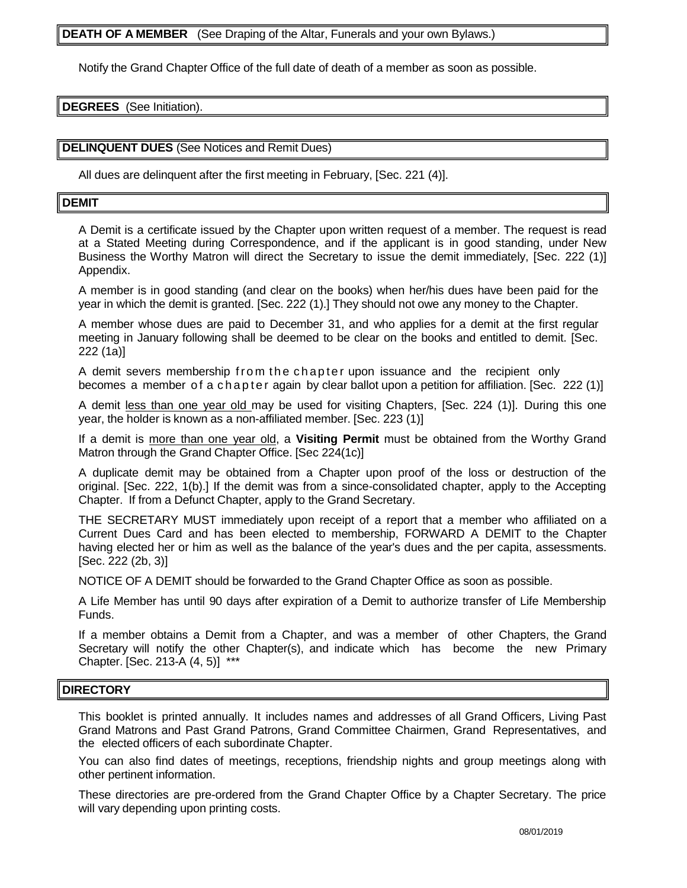## **DEATH OF A MEMBER** (See Draping of the Altar, Funerals and your own Bylaws.)

Notify the Grand Chapter Office of the full date of death of a member as soon as possible.

## **DEGREES** (See Initiation).

## **DELINQUENT DUES** (See Notices and Remit Dues)

All dues are delinquent after the first meeting in February, [Sec. 221 (4)].

## **DEMIT**

A Demit is a certificate issued by the Chapter upon written request of a member. The request is read at a Stated Meeting during Correspondence, and if the applicant is in good standing, under New Business the Worthy Matron will direct the Secretary to issue the demit immediately, [Sec. 222 (1)] Appendix.

A member is in good standing (and clear on the books) when her/his dues have been paid for the year in which the demit is granted. [Sec. 222 (1).] They should not owe any money to the Chapter.

A member whose dues are paid to December 31, and who applies for a demit at the first regular meeting in January following shall be deemed to be clear on the books and entitled to demit. [Sec. 222 (1a)]

A demit severs membership from the chapter upon issuance and the recipient only becomes a member of a chapter again by clear ballot upon a petition for affiliation. [Sec. 222 (1)]

A demit <u>less than one year old</u> may be used for visiting Chapters, [Sec. 224 (1)]. During this one year, the holder is known as a non-affiliated member. [Sec. 223 (1)]

If a demit is <u>more than one year old</u>, a **Visiting Permit** must be obtained from the Worthy Grand Matron through the Grand Chapter Office. [Sec 224(1c)]

A duplicate demit may be obtained from a Chapter upon proof of the loss or destruction of the original. [Sec. 222, 1(b).] If the demit was from a since-consolidated chapter, apply to the Accepting Chapter. If from a Defunct Chapter, apply to the Grand Secretary.

THE SECRETARY MUST immediately upon receipt of a report that a member who affiliated on a Current Dues Card and has been elected to membership, FORWARD A DEMIT to the Chapter having elected her or him as well as the balance of the year's dues and the per capita, assessments. [Sec. 222 (2b, 3)]

NOTICE OF A DEMIT should be forwarded to the Grand Chapter Office as soon as possible.

A Life Member has until 90 days after expiration of a Demit to authorize transfer of Life Membership Funds.

If a member obtains a Demit from a Chapter, and was a member of other Chapters, the Grand Secretary will notify the other Chapter(s), and indicate which has become the new Primary Chapter. [Sec. 213-A (4, 5)] ***

## **DIRECTORY**

This booklet is printed annually. It includes names and addresses of all Grand Officers, Living Past Grand Matrons and Past Grand Patrons, Grand Committee Chairmen, Grand Representatives, and the elected officers of each subordinate Chapter.

You can also find dates of meetings, receptions, friendship nights and group meetings along with other pertinent information.

These directories are pre-ordered from the Grand Chapter Office by a Chapter Secretary. The price will vary depending upon printing costs.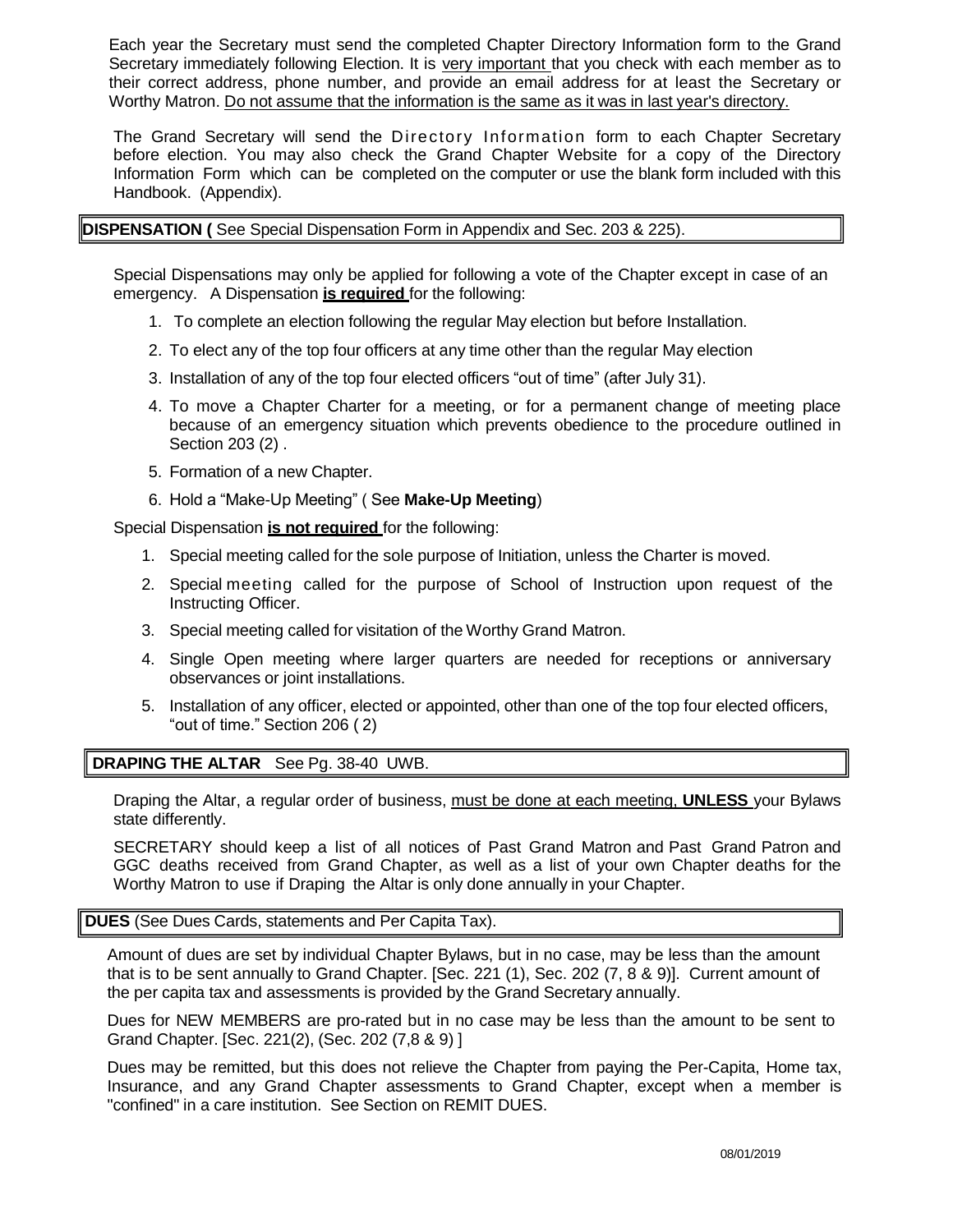Each year the Secretary must send the completed Chapter Directory Information form to the Grand Secretary immediately following Election. It is very important that you check with each member as to their correct address, phone number, and provide an email address for at least the Secretary or Worthy Matron. Do not assume that the information is the same as it was in last year's directory.

The Grand Secretary will send the Directory Information form to each Chapter Secretary before election. You may also check the Grand Chapter Website for a copy of the Directory Information Form which can be completed on the computer or use the blank form included with this Handbook. (Appendix).

## DISPENSATION ( See Special Dispensation Form in Appendix and Sec. 203 & 225).

Special Dispensations may only be applied for following a vote of the Chapter except in case of an emergency. A Dispensation **is required** for the following:

1. To complete an election following the regular May election but before Installation.
2. To elect any of the top four officers at any time other than the regular May election
3. Installation of any of the top four elected officers "out of time" (after July 31).
4. To move a Chapter Charter for a meeting, or for a permanent change of meeting place because of an emergency situation which prevents obedience to the procedure outlined in Section 203 (2) .
5. Formation of a new Chapter.
6. Hold a "Make-Up Meeting" ( See **Make-Up Meeting**)

Special Dispensation **is not required** for the following:

1. Special meeting called for the sole purpose of Initiation, unless the Charter is moved.
2. Special meeting called for the purpose of School of Instruction upon request of the Instructing Officer.
3. Special meeting called for visitation of the Worthy Grand Matron.
4. Single Open meeting where larger quarters are needed for receptions or anniversary observances or joint installations.
5. Installation of any officer, elected or appointed, other than one of the top four elected officers, "out of time." Section 206 ( 2)

## DRAPING THE ALTAR See Pg. 38-40 UWB.

Draping the Altar, a regular order of business, must be done at each meeting, **UNLESS** your Bylaws state differently.

SECRETARY should keep a list of all notices of Past Grand Matron and Past Grand Patron and GGC deaths received from Grand Chapter, as well as a list of your own Chapter deaths for the Worthy Matron to use if Draping the Altar is only done annually in your Chapter.

## DUES (See Dues Cards, statements and Per Capita Tax).

Amount of dues are set by individual Chapter Bylaws, but in no case, may be less than the amount that is to be sent annually to Grand Chapter. [Sec. 221 (1), Sec. 202 (7, 8 & 9)]. Current amount of the per capita tax and assessments is provided by the Grand Secretary annually.

Dues for NEW MEMBERS are pro-rated but in no case may be less than the amount to be sent to Grand Chapter. [Sec. 221(2), (Sec. 202 (7,8 & 9) ]

Dues may be remitted, but this does not relieve the Chapter from paying the Per-Capita, Home tax, Insurance, and any Grand Chapter assessments to Grand Chapter, except when a member is "confined" in a care institution. See Section on REMIT DUES.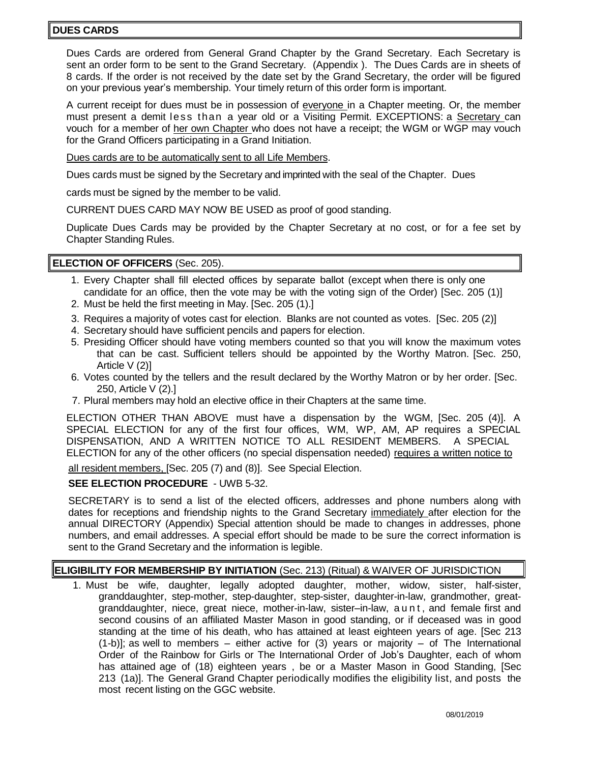## DUES CARDS

Dues Cards are ordered from General Grand Chapter by the Grand Secretary. Each Secretary is sent an order form to be sent to the Grand Secretary. (Appendix ). The Dues Cards are in sheets of 8 cards. If the order is not received by the date set by the Grand Secretary, the order will be figured on your previous year's membership. Your timely return of this order form is important.

A current receipt for dues must be in possession of everyone in a Chapter meeting. Or, the member must present a demit less than a year old or a Visiting Permit. EXCEPTIONS: a Secretary can vouch for a member of her own Chapter who does not have a receipt; the WGM or WGP may vouch for the Grand Officers participating in a Grand Initiation.

Dues cards are to be automatically sent to all Life Members.

Dues cards must be signed by the Secretary and imprinted with the seal of the Chapter. Dues

cards must be signed by the member to be valid.

CURRENT DUES CARD MAY NOW BE USED as proof of good standing.

Duplicate Dues Cards may be provided by the Chapter Secretary at no cost, or for a fee set by Chapter Standing Rules.

## ELECTION OF OFFICERS (Sec. 205).

1. Every Chapter shall fill elected offices by separate ballot (except when there is only one candidate for an office, then the vote may be with the voting sign of the Order) [Sec. 205 (1)]
2. Must be held the first meeting in May. [Sec. 205 (1).]
3. Requires a majority of votes cast for election. Blanks are not counted as votes. [Sec. 205 (2)]
4. Secretary should have sufficient pencils and papers for election.
5. Presiding Officer should have voting members counted so that you will know the maximum votes that can be cast. Sufficient tellers should be appointed by the Worthy Matron. [Sec. 250, Article V (2)]
6. Votes counted by the tellers and the result declared by the Worthy Matron or by her order. [Sec. 250, Article V (2).]
7. Plural members may hold an elective office in their Chapters at the same time.

ELECTION OTHER THAN ABOVE must have a dispensation by the WGM, [Sec. 205 (4)]. A SPECIAL ELECTION for any of the first four offices, WM, WP, AM, AP requires a SPECIAL DISPENSATION, AND A WRITTEN NOTICE TO ALL RESIDENT MEMBERS. A SPECIAL ELECTION for any of the other officers (no special dispensation needed) requires a written notice to all resident members, [Sec. 205 (7) and (8)]. See Special Election.

**SEE ELECTION PROCEDURE** - UWB 5-32.

SECRETARY is to send a list of the elected officers, addresses and phone numbers along with dates for receptions and friendship nights to the Grand Secretary immediately after election for the annual DIRECTORY (Appendix) Special attention should be made to changes in addresses, phone numbers, and email addresses. A special effort should be made to be sure the correct information is sent to the Grand Secretary and the information is legible.

## ELIGIBILITY FOR MEMBERSHIP BY INITIATION (Sec. 213) (Ritual) & WAIVER OF JURISDICTION

1. Must be wife, daughter, legally adopted daughter, mother, widow, sister, half-sister, granddaughter, step-mother, step-daughter, step-sister, daughter-in-law, grandmother, great-granddaughter, niece, great niece, mother-in-law, sister–in-law, aunt, and female first and second cousins of an affiliated Master Mason in good standing, or if deceased was in good standing at the time of his death, who has attained at least eighteen years of age. [Sec 213 (1-b)]; as well to members – either active for (3) years or majority – of The International Order of the Rainbow for Girls or The International Order of Job's Daughter, each of whom has attained age of (18) eighteen years , be or a Master Mason in Good Standing, [Sec 213 (1a)]. The General Grand Chapter periodically modifies the eligibility list, and posts the most recent listing on the GGC website.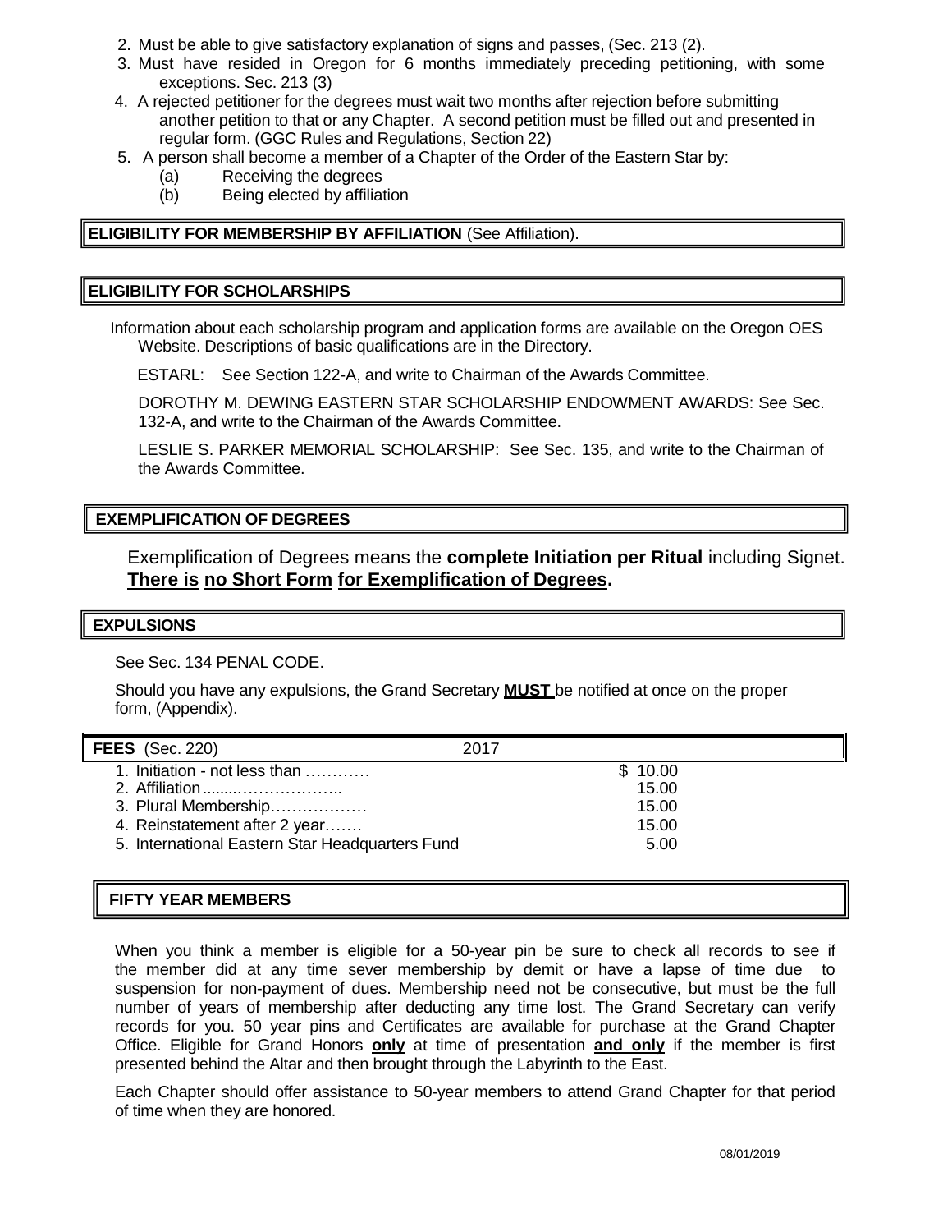2. Must be able to give satisfactory explanation of signs and passes, (Sec. 213 (2).
3. Must have resided in Oregon for 6 months immediately preceding petitioning, with some exceptions. Sec. 213 (3)
4. A rejected petitioner for the degrees must wait two months after rejection before submitting another petition to that or any Chapter. A second petition must be filled out and presented in regular form. (GGC Rules and Regulations, Section 22)
5. A person shall become a member of a Chapter of the Order of the Eastern Star by:
   (a) Receiving the degrees
   (b) Being elected by affiliation

## ELIGIBILITY FOR MEMBERSHIP BY AFFILIATION (See Affiliation).

## ELIGIBILITY FOR SCHOLARSHIPS

Information about each scholarship program and application forms are available on the Oregon OES Website. Descriptions of basic qualifications are in the Directory.

ESTARL: See Section 122-A, and write to Chairman of the Awards Committee.

DOROTHY M. DEWING EASTERN STAR SCHOLARSHIP ENDOWMENT AWARDS: See Sec. 132-A, and write to the Chairman of the Awards Committee.

LESLIE S. PARKER MEMORIAL SCHOLARSHIP: See Sec. 135, and write to the Chairman of the Awards Committee.

## EXEMPLIFICATION OF DEGREES

Exemplification of Degrees means the **complete Initiation per Ritual** including Signet. **There is no Short Form for Exemplification of Degrees.**

## EXPULSIONS

See Sec. 134 PENAL CODE.

Should you have any expulsions, the Grand Secretary **MUST** be notified at once on the proper form, (Appendix).

## FEES (Sec. 220) 2017

| | |
|---|---|
| 1. Initiation - not less than ………… | $ 10.00 |
| 2. Affiliation........……………….. | 15.00 |
| 3. Plural Membership……………… | 15.00 |
| 4. Reinstatement after 2 year……. | 15.00 |
| 5. International Eastern Star Headquarters Fund | 5.00 |

## FIFTY YEAR MEMBERS

When you think a member is eligible for a 50-year pin be sure to check all records to see if the member did at any time sever membership by demit or have a lapse of time due to suspension for non-payment of dues. Membership need not be consecutive, but must be the full number of years of membership after deducting any time lost. The Grand Secretary can verify records for you. 50 year pins and Certificates are available for purchase at the Grand Chapter Office. Eligible for Grand Honors **only** at time of presentation **and only** if the member is first presented behind the Altar and then brought through the Labyrinth to the East.

Each Chapter should offer assistance to 50-year members to attend Grand Chapter for that period of time when they are honored.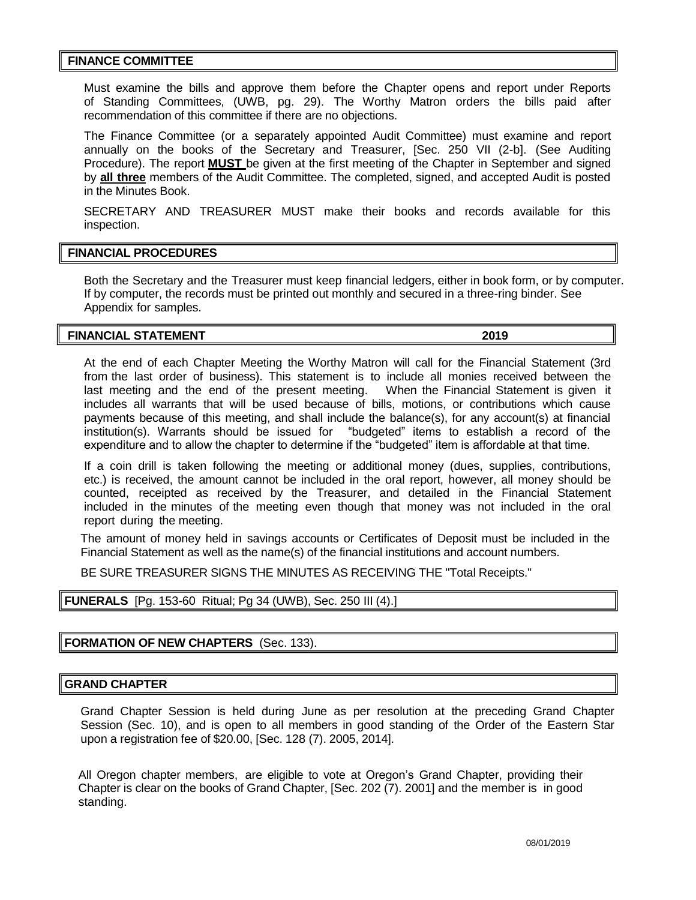## FINANCE COMMITTEE

Must examine the bills and approve them before the Chapter opens and report under Reports of Standing Committees, (UWB, pg. 29). The Worthy Matron orders the bills paid after recommendation of this committee if there are no objections.

The Finance Committee (or a separately appointed Audit Committee) must examine and report annually on the books of the Secretary and Treasurer, [Sec. 250 VII (2-b]. (See Auditing Procedure). The report **MUST** be given at the first meeting of the Chapter in September and signed by **all three** members of the Audit Committee. The completed, signed, and accepted Audit is posted in the Minutes Book.

SECRETARY AND TREASURER MUST make their books and records available for this inspection.

## FINANCIAL PROCEDURES

Both the Secretary and the Treasurer must keep financial ledgers, either in book form, or by computer. If by computer, the records must be printed out monthly and secured in a three-ring binder. See Appendix for samples.

## FINANCIAL STATEMENT 2019

At the end of each Chapter Meeting the Worthy Matron will call for the Financial Statement (3rd from the last order of business). This statement is to include all monies received between the last meeting and the end of the present meeting. When the Financial Statement is given it includes all warrants that will be used because of bills, motions, or contributions which cause payments because of this meeting, and shall include the balance(s), for any account(s) at financial institution(s). Warrants should be issued for "budgeted" items to establish a record of the expenditure and to allow the chapter to determine if the "budgeted" item is affordable at that time.

If a coin drill is taken following the meeting or additional money (dues, supplies, contributions, etc.) is received, the amount cannot be included in the oral report, however, all money should be counted, receipted as received by the Treasurer, and detailed in the Financial Statement included in the minutes of the meeting even though that money was not included in the oral report during the meeting.

The amount of money held in savings accounts or Certificates of Deposit must be included in the Financial Statement as well as the name(s) of the financial institutions and account numbers.

BE SURE TREASURER SIGNS THE MINUTES AS RECEIVING THE "Total Receipts."

## FUNERALS [Pg. 153-60 Ritual; Pg 34 (UWB), Sec. 250 III (4).]

## FORMATION OF NEW CHAPTERS (Sec. 133).

## GRAND CHAPTER

Grand Chapter Session is held during June as per resolution at the preceding Grand Chapter Session (Sec. 10), and is open to all members in good standing of the Order of the Eastern Star upon a registration fee of $20.00, [Sec. 128 (7). 2005, 2014].

All Oregon chapter members, are eligible to vote at Oregon's Grand Chapter, providing their Chapter is clear on the books of Grand Chapter, [Sec. 202 (7). 2001] and the member is in good standing.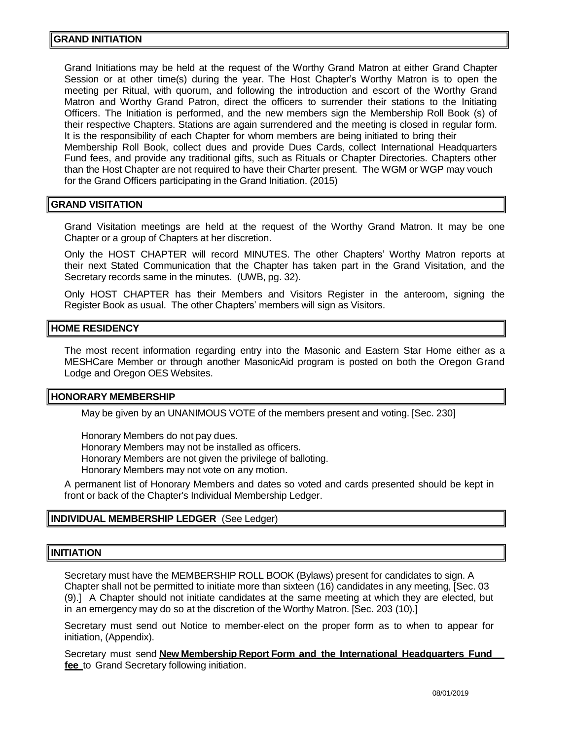## GRAND INITIATION

Grand Initiations may be held at the request of the Worthy Grand Matron at either Grand Chapter Session or at other time(s) during the year. The Host Chapter's Worthy Matron is to open the meeting per Ritual, with quorum, and following the introduction and escort of the Worthy Grand Matron and Worthy Grand Patron, direct the officers to surrender their stations to the Initiating Officers. The Initiation is performed, and the new members sign the Membership Roll Book (s) of their respective Chapters. Stations are again surrendered and the meeting is closed in regular form. It is the responsibility of each Chapter for whom members are being initiated to bring their Membership Roll Book, collect dues and provide Dues Cards, collect International Headquarters Fund fees, and provide any traditional gifts, such as Rituals or Chapter Directories. Chapters other than the Host Chapter are not required to have their Charter present. The WGM or WGP may vouch for the Grand Officers participating in the Grand Initiation. (2015)

## GRAND VISITATION

Grand Visitation meetings are held at the request of the Worthy Grand Matron. It may be one Chapter or a group of Chapters at her discretion.

Only the HOST CHAPTER will record MINUTES. The other Chapters' Worthy Matron reports at their next Stated Communication that the Chapter has taken part in the Grand Visitation, and the Secretary records same in the minutes. (UWB, pg. 32).

Only HOST CHAPTER has their Members and Visitors Register in the anteroom, signing the Register Book as usual. The other Chapters' members will sign as Visitors.

## HOME RESIDENCY

The most recent information regarding entry into the Masonic and Eastern Star Home either as a MESHCare Member or through another MasonicAid program is posted on both the Oregon Grand Lodge and Oregon OES Websites.

## HONORARY MEMBERSHIP

May be given by an UNANIMOUS VOTE of the members present and voting. [Sec. 230]

Honorary Members do not pay dues.
Honorary Members may not be installed as officers.
Honorary Members are not given the privilege of balloting.
Honorary Members may not vote on any motion.

A permanent list of Honorary Members and dates so voted and cards presented should be kept in front or back of the Chapter's Individual Membership Ledger.

## INDIVIDUAL MEMBERSHIP LEDGER (See Ledger)

## INITIATION

Secretary must have the MEMBERSHIP ROLL BOOK (Bylaws) present for candidates to sign. A Chapter shall not be permitted to initiate more than sixteen (16) candidates in any meeting, [Sec. 03 (9).] A Chapter should not initiate candidates at the same meeting at which they are elected, but in an emergency may do so at the discretion of the Worthy Matron. [Sec. 203 (10).]

Secretary must send out Notice to member-elect on the proper form as to when to appear for initiation, (Appendix).

Secretary must send **New Membership Report Form and the International Headquarters Fund fee** to Grand Secretary following initiation.

08/01/2019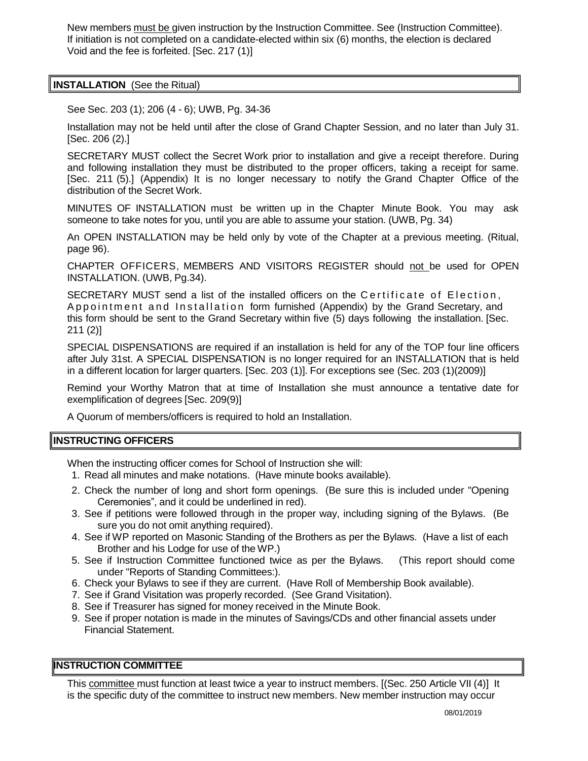New members <u>must be</u> given instruction by the Instruction Committee. See (Instruction Committee). If initiation is not completed on a candidate-elected within six (6) months, the election is declared Void and the fee is forfeited. [Sec. 217 (1)]

## **INSTALLATION** (See the Ritual)

See Sec. 203 (1); 206 (4 - 6); UWB, Pg. 34-36

Installation may not be held until after the close of Grand Chapter Session, and no later than July 31. [Sec. 206 (2).]

SECRETARY MUST collect the Secret Work prior to installation and give a receipt therefore. During and following installation they must be distributed to the proper officers, taking a receipt for same. [Sec. 211 (5).] (Appendix) It is no longer necessary to notify the Grand Chapter Office of the distribution of the Secret Work.

MINUTES OF INSTALLATION must be written up in the Chapter Minute Book. You may ask someone to take notes for you, until you are able to assume your station. (UWB, Pg. 34)

An OPEN INSTALLATION may be held only by vote of the Chapter at a previous meeting. (Ritual, page 96).

CHAPTER OFFICERS, MEMBERS AND VISITORS REGISTER should <u>not</u> be used for OPEN INSTALLATION. (UWB, Pg.34).

SECRETARY MUST send a list of the installed officers on the Certificate of Election, Appointment and Installation form furnished (Appendix) by the Grand Secretary, and this form should be sent to the Grand Secretary within five (5) days following the installation. [Sec. 211 (2)]

SPECIAL DISPENSATIONS are required if an installation is held for any of the TOP four line officers after July 31st. A SPECIAL DISPENSATION is no longer required for an INSTALLATION that is held in a different location for larger quarters. [Sec. 203 (1)]. For exceptions see (Sec. 203 (1)(2009)]

Remind your Worthy Matron that at time of Installation she must announce a tentative date for exemplification of degrees [Sec. 209(9)]

A Quorum of members/officers is required to hold an Installation.

## **INSTRUCTING OFFICERS**

When the instructing officer comes for School of Instruction she will:

1. Read all minutes and make notations. (Have minute books available).
2. Check the number of long and short form openings. (Be sure this is included under "Opening Ceremonies", and it could be underlined in red).
3. See if petitions were followed through in the proper way, including signing of the Bylaws. (Be sure you do not omit anything required).
4. See if WP reported on Masonic Standing of the Brothers as per the Bylaws. (Have a list of each Brother and his Lodge for use of the WP.)
5. See if Instruction Committee functioned twice as per the Bylaws. (This report should come under "Reports of Standing Committees:).
6. Check your Bylaws to see if they are current. (Have Roll of Membership Book available).
7. See if Grand Visitation was properly recorded. (See Grand Visitation).
8. See if Treasurer has signed for money received in the Minute Book.
9. See if proper notation is made in the minutes of Savings/CDs and other financial assets under Financial Statement.

## **INSTRUCTION COMMITTEE**

This <u>committee</u> must function at least twice a year to instruct members. [(Sec. 250 Article VII (4)] It is the specific duty of the committee to instruct new members. New member instruction may occur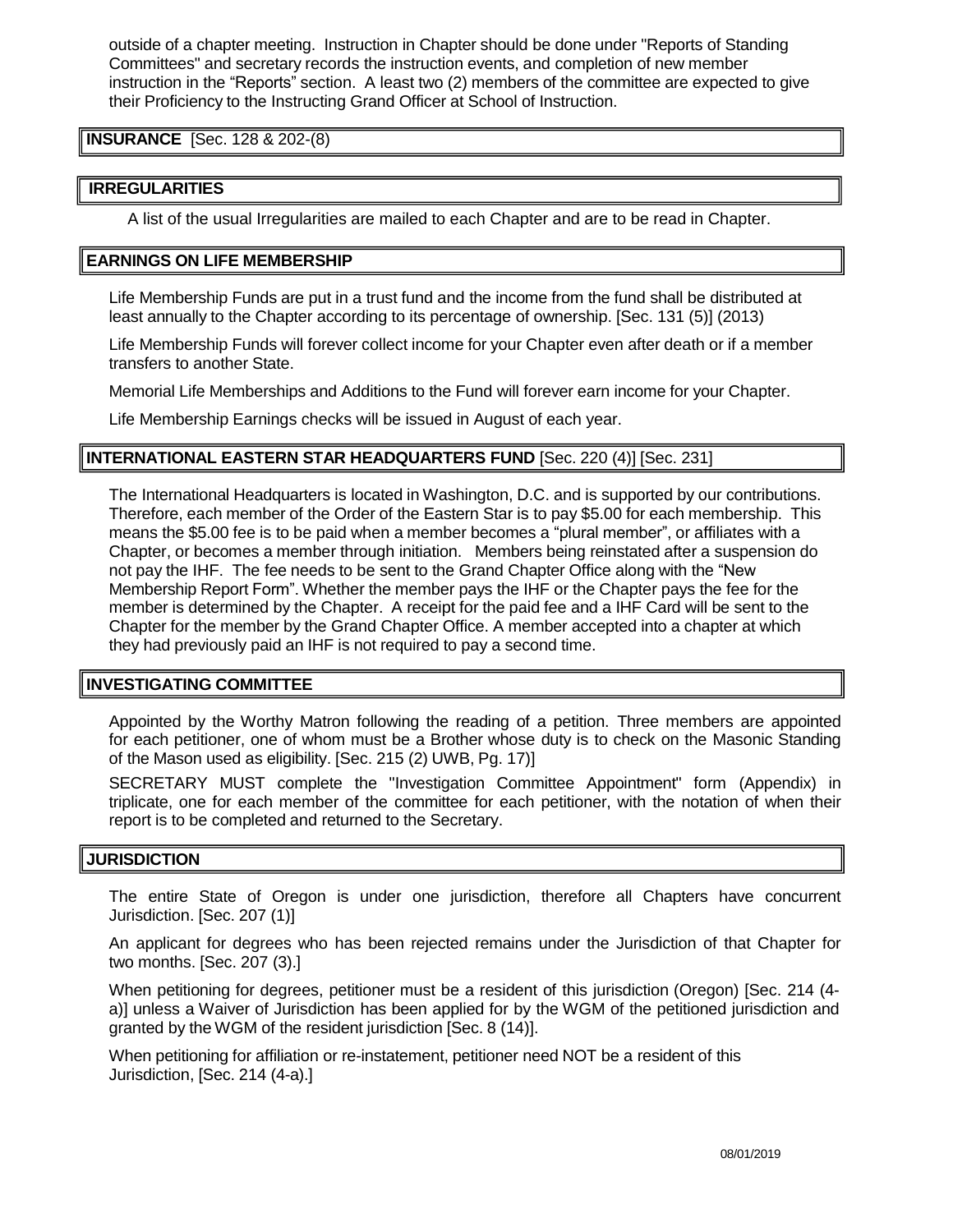outside of a chapter meeting. Instruction in Chapter should be done under "Reports of Standing Committees" and secretary records the instruction events, and completion of new member instruction in the "Reports" section. A least two (2) members of the committee are expected to give their Proficiency to the Instructing Grand Officer at School of Instruction.

## **INSURANCE** [Sec. 128 & 202-(8)

## **IRREGULARITIES**

A list of the usual Irregularities are mailed to each Chapter and are to be read in Chapter.

## **EARNINGS ON LIFE MEMBERSHIP**

Life Membership Funds are put in a trust fund and the income from the fund shall be distributed at least annually to the Chapter according to its percentage of ownership. [Sec. 131 (5)] (2013)

Life Membership Funds will forever collect income for your Chapter even after death or if a member transfers to another State.

Memorial Life Memberships and Additions to the Fund will forever earn income for your Chapter.

Life Membership Earnings checks will be issued in August of each year.

## **INTERNATIONAL EASTERN STAR HEADQUARTERS FUND** [Sec. 220 (4)] [Sec. 231]

The International Headquarters is located in Washington, D.C. and is supported by our contributions. Therefore, each member of the Order of the Eastern Star is to pay $5.00 for each membership. This means the $5.00 fee is to be paid when a member becomes a "plural member", or affiliates with a Chapter, or becomes a member through initiation. Members being reinstated after a suspension do not pay the IHF. The fee needs to be sent to the Grand Chapter Office along with the "New Membership Report Form". Whether the member pays the IHF or the Chapter pays the fee for the member is determined by the Chapter. A receipt for the paid fee and a IHF Card will be sent to the Chapter for the member by the Grand Chapter Office. A member accepted into a chapter at which they had previously paid an IHF is not required to pay a second time.

## **INVESTIGATING COMMITTEE**

Appointed by the Worthy Matron following the reading of a petition. Three members are appointed for each petitioner, one of whom must be a Brother whose duty is to check on the Masonic Standing of the Mason used as eligibility. [Sec. 215 (2) UWB, Pg. 17)]

SECRETARY MUST complete the "Investigation Committee Appointment" form (Appendix) in triplicate, one for each member of the committee for each petitioner, with the notation of when their report is to be completed and returned to the Secretary.

## **JURISDICTION**

The entire State of Oregon is under one jurisdiction, therefore all Chapters have concurrent Jurisdiction. [Sec. 207 (1)]

An applicant for degrees who has been rejected remains under the Jurisdiction of that Chapter for two months. [Sec. 207 (3).]

When petitioning for degrees, petitioner must be a resident of this jurisdiction (Oregon) [Sec. 214 (4-a)] unless a Waiver of Jurisdiction has been applied for by the WGM of the petitioned jurisdiction and granted by the WGM of the resident jurisdiction [Sec. 8 (14)].

When petitioning for affiliation or re-instatement, petitioner need NOT be a resident of this Jurisdiction, [Sec. 214 (4-a).]

08/01/2019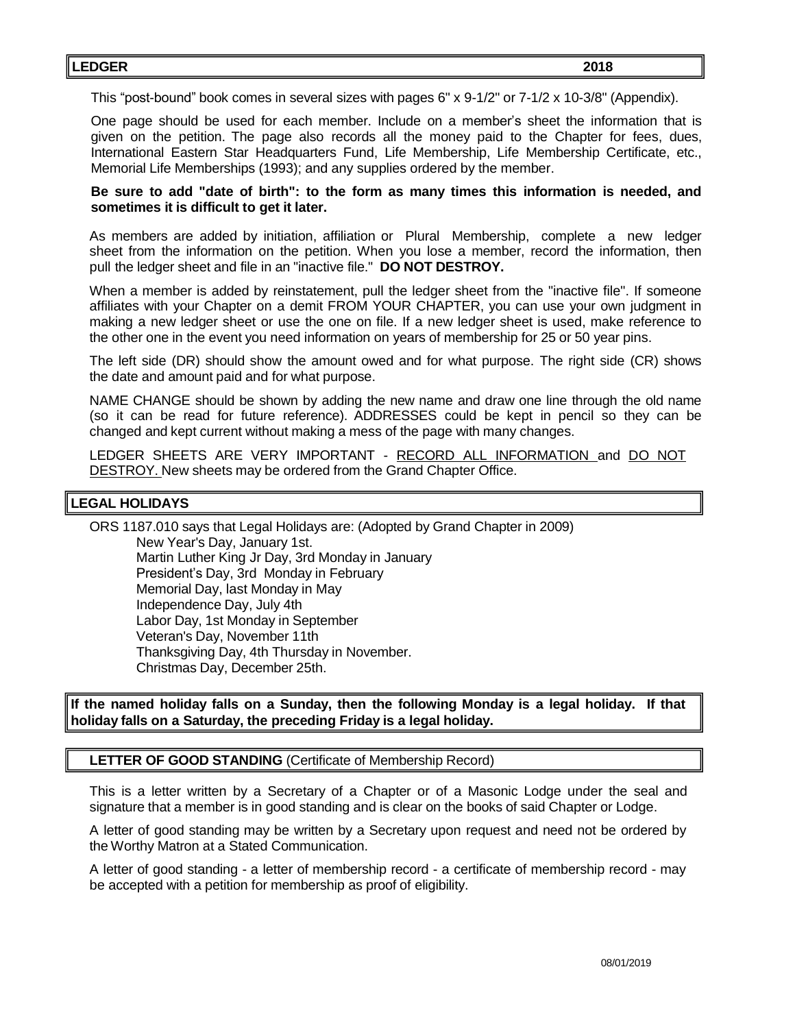## LEDGER 2018

This "post-bound" book comes in several sizes with pages 6" x 9-1/2" or 7-1/2 x 10-3/8" (Appendix).

One page should be used for each member. Include on a member's sheet the information that is given on the petition. The page also records all the money paid to the Chapter for fees, dues, International Eastern Star Headquarters Fund, Life Membership, Life Membership Certificate, etc., Memorial Life Memberships (1993); and any supplies ordered by the member.

**Be sure to add "date of birth": to the form as many times this information is needed, and sometimes it is difficult to get it later.**

As members are added by initiation, affiliation or Plural Membership, complete a new ledger sheet from the information on the petition. When you lose a member, record the information, then pull the ledger sheet and file in an "inactive file." **DO NOT DESTROY.**

When a member is added by reinstatement, pull the ledger sheet from the "inactive file". If someone affiliates with your Chapter on a demit FROM YOUR CHAPTER, you can use your own judgment in making a new ledger sheet or use the one on file. If a new ledger sheet is used, make reference to the other one in the event you need information on years of membership for 25 or 50 year pins.

The left side (DR) should show the amount owed and for what purpose. The right side (CR) shows the date and amount paid and for what purpose.

NAME CHANGE should be shown by adding the new name and draw one line through the old name (so it can be read for future reference). ADDRESSES could be kept in pencil so they can be changed and kept current without making a mess of the page with many changes.

LEDGER SHEETS ARE VERY IMPORTANT - RECORD ALL INFORMATION and DO NOT DESTROY. New sheets may be ordered from the Grand Chapter Office.

## LEGAL HOLIDAYS

ORS 1187.010 says that Legal Holidays are: (Adopted by Grand Chapter in 2009)

- New Year's Day, January 1st.
- Martin Luther King Jr Day, 3rd Monday in January
- President's Day, 3rd Monday in February
- Memorial Day, last Monday in May
- Independence Day, July 4th
- Labor Day, 1st Monday in September
- Veteran's Day, November 11th
- Thanksgiving Day, 4th Thursday in November.
- Christmas Day, December 25th.

**If the named holiday falls on a Sunday, then the following Monday is a legal holiday. If that holiday falls on a Saturday, the preceding Friday is a legal holiday.**

## LETTER OF GOOD STANDING (Certificate of Membership Record)

This is a letter written by a Secretary of a Chapter or of a Masonic Lodge under the seal and signature that a member is in good standing and is clear on the books of said Chapter or Lodge.

A letter of good standing may be written by a Secretary upon request and need not be ordered by the Worthy Matron at a Stated Communication.

A letter of good standing - a letter of membership record - a certificate of membership record - may be accepted with a petition for membership as proof of eligibility.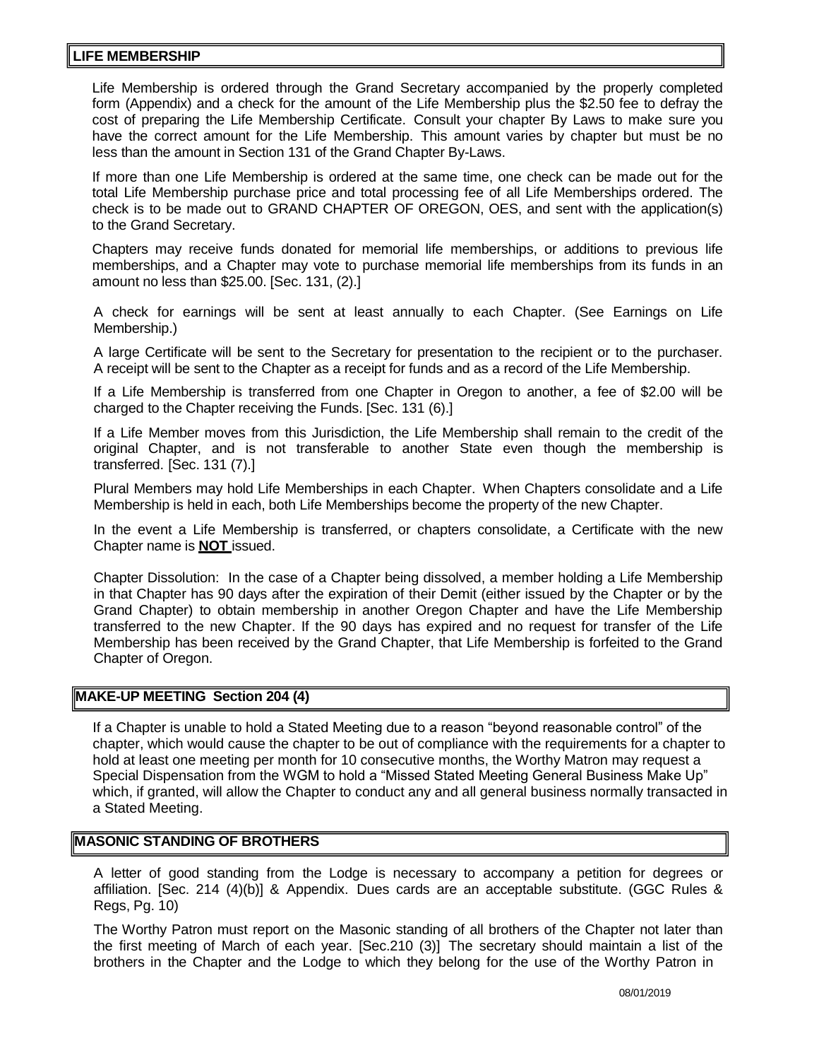## LIFE MEMBERSHIP

Life Membership is ordered through the Grand Secretary accompanied by the properly completed form (Appendix) and a check for the amount of the Life Membership plus the $2.50 fee to defray the cost of preparing the Life Membership Certificate. Consult your chapter By Laws to make sure you have the correct amount for the Life Membership. This amount varies by chapter but must be no less than the amount in Section 131 of the Grand Chapter By-Laws.

If more than one Life Membership is ordered at the same time, one check can be made out for the total Life Membership purchase price and total processing fee of all Life Memberships ordered. The check is to be made out to GRAND CHAPTER OF OREGON, OES, and sent with the application(s) to the Grand Secretary.

Chapters may receive funds donated for memorial life memberships, or additions to previous life memberships, and a Chapter may vote to purchase memorial life memberships from its funds in an amount no less than $25.00. [Sec. 131, (2).]

A check for earnings will be sent at least annually to each Chapter. (See Earnings on Life Membership.)

A large Certificate will be sent to the Secretary for presentation to the recipient or to the purchaser. A receipt will be sent to the Chapter as a receipt for funds and as a record of the Life Membership.

If a Life Membership is transferred from one Chapter in Oregon to another, a fee of $2.00 will be charged to the Chapter receiving the Funds. [Sec. 131 (6).]

If a Life Member moves from this Jurisdiction, the Life Membership shall remain to the credit of the original Chapter, and is not transferable to another State even though the membership is transferred. [Sec. 131 (7).]

Plural Members may hold Life Memberships in each Chapter. When Chapters consolidate and a Life Membership is held in each, both Life Memberships become the property of the new Chapter.

In the event a Life Membership is transferred, or chapters consolidate, a Certificate with the new Chapter name is **NOT** issued.

Chapter Dissolution: In the case of a Chapter being dissolved, a member holding a Life Membership in that Chapter has 90 days after the expiration of their Demit (either issued by the Chapter or by the Grand Chapter) to obtain membership in another Oregon Chapter and have the Life Membership transferred to the new Chapter. If the 90 days has expired and no request for transfer of the Life Membership has been received by the Grand Chapter, that Life Membership is forfeited to the Grand Chapter of Oregon.

## MAKE-UP MEETING Section 204 (4)

If a Chapter is unable to hold a Stated Meeting due to a reason "beyond reasonable control" of the chapter, which would cause the chapter to be out of compliance with the requirements for a chapter to hold at least one meeting per month for 10 consecutive months, the Worthy Matron may request a Special Dispensation from the WGM to hold a "Missed Stated Meeting General Business Make Up" which, if granted, will allow the Chapter to conduct any and all general business normally transacted in a Stated Meeting.

## MASONIC STANDING OF BROTHERS

A letter of good standing from the Lodge is necessary to accompany a petition for degrees or affiliation. [Sec. 214 (4)(b)] & Appendix. Dues cards are an acceptable substitute. (GGC Rules & Regs, Pg. 10)

The Worthy Patron must report on the Masonic standing of all brothers of the Chapter not later than the first meeting of March of each year. [Sec.210 (3)] The secretary should maintain a list of the brothers in the Chapter and the Lodge to which they belong for the use of the Worthy Patron in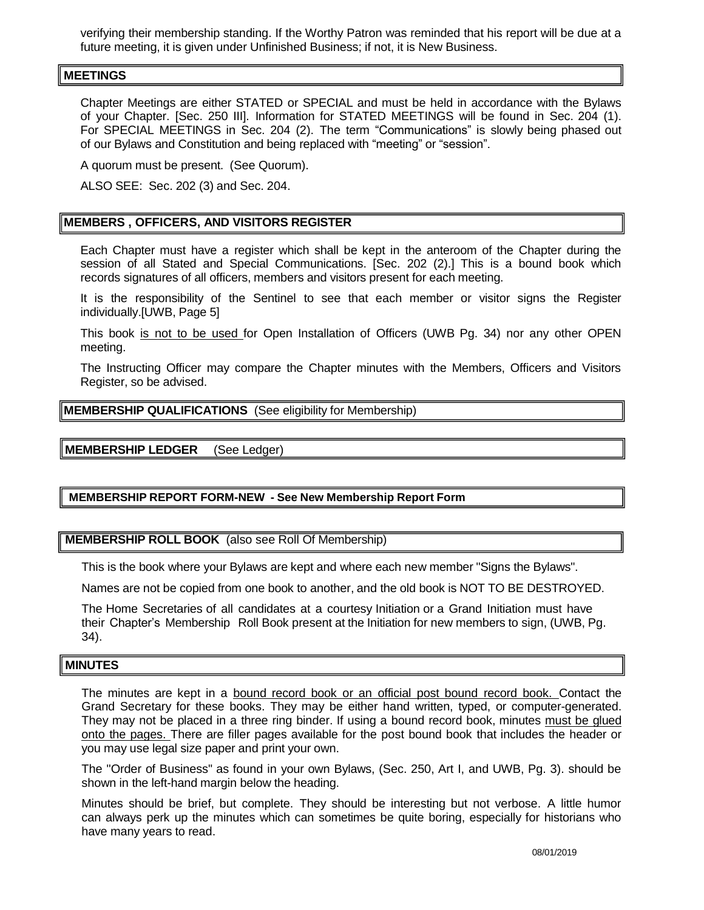verifying their membership standing. If the Worthy Patron was reminded that his report will be due at a future meeting, it is given under Unfinished Business; if not, it is New Business.

## MEETINGS

Chapter Meetings are either STATED or SPECIAL and must be held in accordance with the Bylaws of your Chapter. [Sec. 250 III]. Information for STATED MEETINGS will be found in Sec. 204 (1). For SPECIAL MEETINGS in Sec. 204 (2). The term "Communications" is slowly being phased out of our Bylaws and Constitution and being replaced with "meeting" or "session".

A quorum must be present. (See Quorum).

ALSO SEE: Sec. 202 (3) and Sec. 204.

## MEMBERS , OFFICERS, AND VISITORS REGISTER

Each Chapter must have a register which shall be kept in the anteroom of the Chapter during the session of all Stated and Special Communications. [Sec. 202 (2).] This is a bound book which records signatures of all officers, members and visitors present for each meeting.

It is the responsibility of the Sentinel to see that each member or visitor signs the Register individually.[UWB, Page 5]

This book is not to be used for Open Installation of Officers (UWB Pg. 34) nor any other OPEN meeting.

The Instructing Officer may compare the Chapter minutes with the Members, Officers and Visitors Register, so be advised.

## MEMBERSHIP QUALIFICATIONS (See eligibility for Membership)

## MEMBERSHIP LEDGER (See Ledger)

## MEMBERSHIP REPORT FORM-NEW - See New Membership Report Form

## MEMBERSHIP ROLL BOOK (also see Roll Of Membership)

This is the book where your Bylaws are kept and where each new member "Signs the Bylaws".

Names are not be copied from one book to another, and the old book is NOT TO BE DESTROYED.

The Home Secretaries of all candidates at a courtesy Initiation or a Grand Initiation must have their Chapter's Membership Roll Book present at the Initiation for new members to sign, (UWB, Pg. 34).

## MINUTES

The minutes are kept in a bound record book or an official post bound record book. Contact the Grand Secretary for these books. They may be either hand written, typed, or computer-generated. They may not be placed in a three ring binder. If using a bound record book, minutes must be glued onto the pages. There are filler pages available for the post bound book that includes the header or you may use legal size paper and print your own.

The "Order of Business" as found in your own Bylaws, (Sec. 250, Art I, and UWB, Pg. 3). should be shown in the left-hand margin below the heading.

Minutes should be brief, but complete. They should be interesting but not verbose. A little humor can always perk up the minutes which can sometimes be quite boring, especially for historians who have many years to read.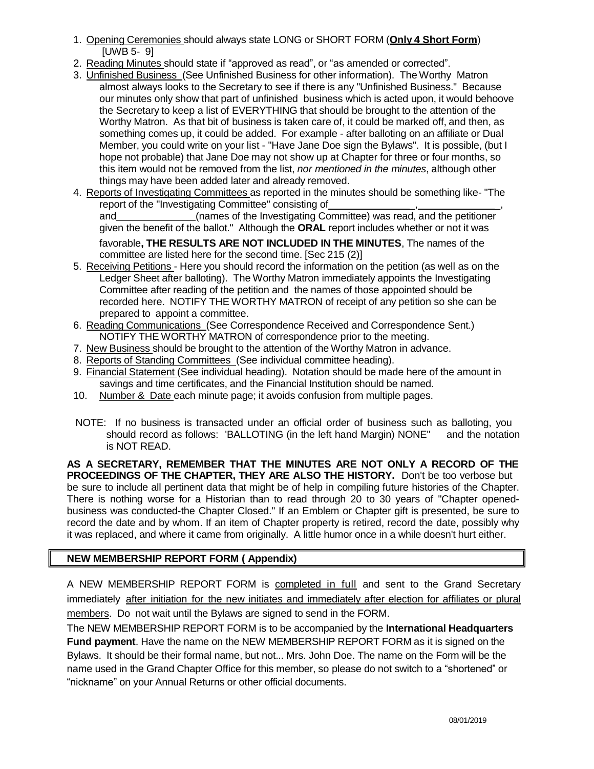1. Opening Ceremonies should always state LONG or SHORT FORM (**Only 4 Short Form**) [UWB 5- 9]
2. Reading Minutes should state if "approved as read", or "as amended or corrected".
3. Unfinished Business (See Unfinished Business for other information). The Worthy Matron almost always looks to the Secretary to see if there is any "Unfinished Business." Because our minutes only show that part of unfinished business which is acted upon, it would behoove the Secretary to keep a list of EVERYTHING that should be brought to the attention of the Worthy Matron. As that bit of business is taken care of, it could be marked off, and then, as something comes up, it could be added. For example - after balloting on an affiliate or Dual Member, you could write on your list - "Have Jane Doe sign the Bylaws". It is possible, (but I hope not probable) that Jane Doe may not show up at Chapter for three or four months, so this item would not be removed from the list, *nor mentioned in the minutes*, although other things may have been added later and already removed.
4. Reports of Investigating Committees as reported in the minutes should be something like- "The report of the "Investigating Committee" consisting of______________, ______________, and______________ (names of the Investigating Committee) was read, and the petitioner given the benefit of the ballot." Although the **ORAL** report includes whether or not it was favorable**, THE RESULTS ARE NOT INCLUDED IN THE MINUTES**, The names of the committee are listed here for the second time. [Sec 215 (2)]
5. Receiving Petitions - Here you should record the information on the petition (as well as on the Ledger Sheet after balloting). The Worthy Matron immediately appoints the Investigating Committee after reading of the petition and the names of those appointed should be recorded here. NOTIFY THE WORTHY MATRON of receipt of any petition so she can be prepared to appoint a committee.
6. Reading Communications (See Correspondence Received and Correspondence Sent.) NOTIFY THE WORTHY MATRON of correspondence prior to the meeting.
7. New Business should be brought to the attention of the Worthy Matron in advance.
8. Reports of Standing Committees (See individual committee heading).
9. Financial Statement (See individual heading). Notation should be made here of the amount in savings and time certificates, and the Financial Institution should be named.
10. Number & Date each minute page; it avoids confusion from multiple pages.

NOTE: If no business is transacted under an official order of business such as balloting, you should record as follows: 'BALLOTING (in the left hand Margin) NONE" and the notation is NOT READ.

**AS A SECRETARY, REMEMBER THAT THE MINUTES ARE NOT ONLY A RECORD OF THE PROCEEDINGS OF THE CHAPTER, THEY ARE ALSO THE HISTORY.** Don't be too verbose but be sure to include all pertinent data that might be of help in compiling future histories of the Chapter. There is nothing worse for a Historian than to read through 20 to 30 years of "Chapter opened-business was conducted-the Chapter Closed." If an Emblem or Chapter gift is presented, be sure to record the date and by whom. If an item of Chapter property is retired, record the date, possibly why it was replaced, and where it came from originally. A little humor once in a while doesn't hurt either.

## NEW MEMBERSHIP REPORT FORM ( Appendix)

A NEW MEMBERSHIP REPORT FORM is completed in full and sent to the Grand Secretary immediately after initiation for the new initiates and immediately after election for affiliates or plural members. Do not wait until the Bylaws are signed to send in the FORM.

The NEW MEMBERSHIP REPORT FORM is to be accompanied by the **International Headquarters Fund payment**. Have the name on the NEW MEMBERSHIP REPORT FORM as it is signed on the Bylaws. It should be their formal name, but not... Mrs. John Doe. The name on the Form will be the name used in the Grand Chapter Office for this member, so please do not switch to a "shortened" or "nickname" on your Annual Returns or other official documents.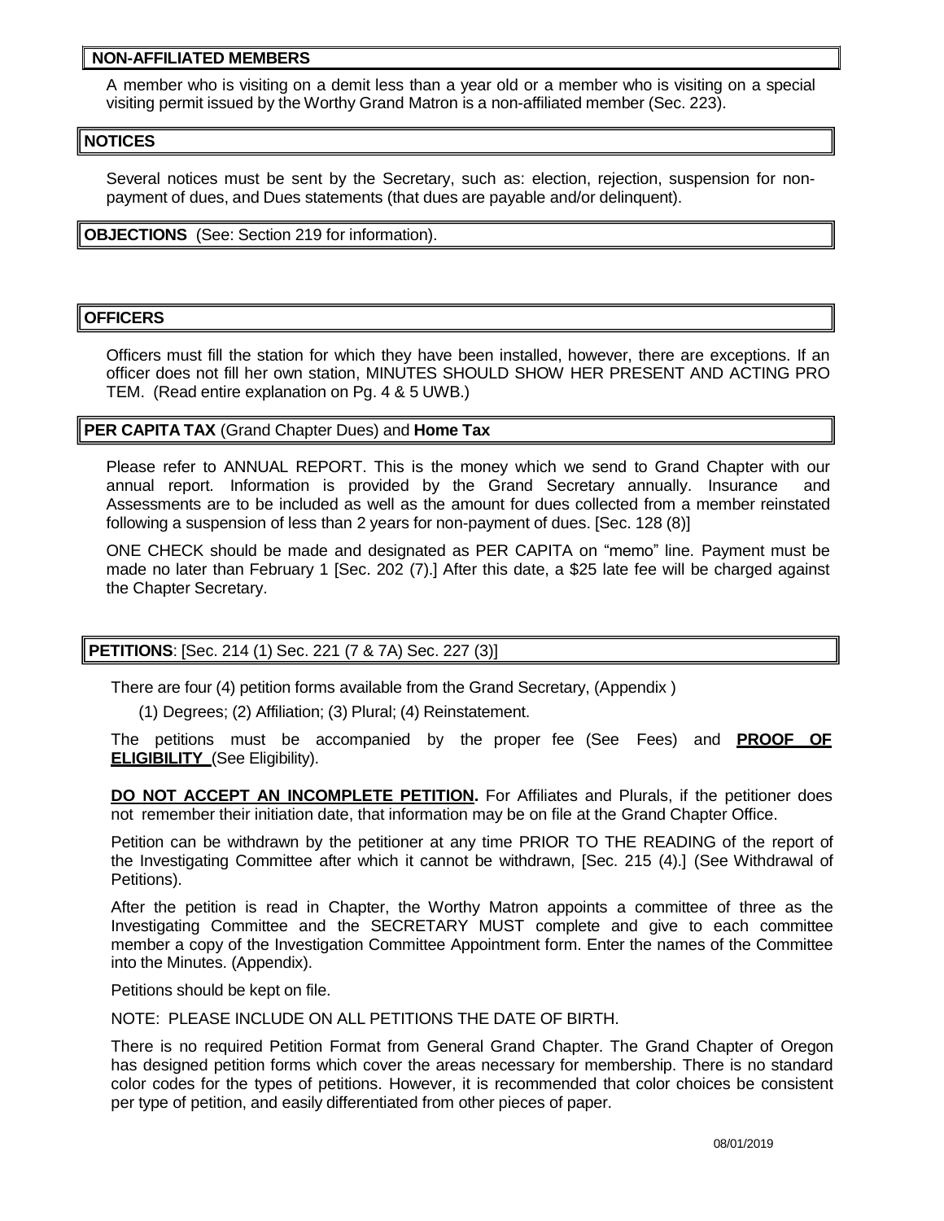## NON-AFFILIATED MEMBERS

A member who is visiting on a demit less than a year old or a member who is visiting on a special visiting permit issued by the Worthy Grand Matron is a non-affiliated member (Sec. 223).

## NOTICES

Several notices must be sent by the Secretary, such as: election, rejection, suspension for non-payment of dues, and Dues statements (that dues are payable and/or delinquent).

## OBJECTIONS (See: Section 219 for information).

## OFFICERS

Officers must fill the station for which they have been installed, however, there are exceptions. If an officer does not fill her own station, MINUTES SHOULD SHOW HER PRESENT AND ACTING PRO TEM. (Read entire explanation on Pg. 4 & 5 UWB.)

## PER CAPITA TAX (Grand Chapter Dues) and Home Tax

Please refer to ANNUAL REPORT. This is the money which we send to Grand Chapter with our annual report. Information is provided by the Grand Secretary annually. Insurance and Assessments are to be included as well as the amount for dues collected from a member reinstated following a suspension of less than 2 years for non-payment of dues. [Sec. 128 (8)]

ONE CHECK should be made and designated as PER CAPITA on "memo" line. Payment must be made no later than February 1 [Sec. 202 (7).] After this date, a $25 late fee will be charged against the Chapter Secretary.

## PETITIONS: [Sec. 214 (1) Sec. 221 (7 & 7A) Sec. 227 (3)]

There are four (4) petition forms available from the Grand Secretary, (Appendix )

(1) Degrees; (2) Affiliation; (3) Plural; (4) Reinstatement.

The petitions must be accompanied by the proper fee (See Fees) and **PROOF OF ELIGIBILITY** (See Eligibility).

**DO NOT ACCEPT AN INCOMPLETE PETITION.** For Affiliates and Plurals, if the petitioner does not remember their initiation date, that information may be on file at the Grand Chapter Office.

Petition can be withdrawn by the petitioner at any time PRIOR TO THE READING of the report of the Investigating Committee after which it cannot be withdrawn, [Sec. 215 (4).] (See Withdrawal of Petitions).

After the petition is read in Chapter, the Worthy Matron appoints a committee of three as the Investigating Committee and the SECRETARY MUST complete and give to each committee member a copy of the Investigation Committee Appointment form. Enter the names of the Committee into the Minutes. (Appendix).

Petitions should be kept on file.

NOTE: PLEASE INCLUDE ON ALL PETITIONS THE DATE OF BIRTH.

There is no required Petition Format from General Grand Chapter. The Grand Chapter of Oregon has designed petition forms which cover the areas necessary for membership. There is no standard color codes for the types of petitions. However, it is recommended that color choices be consistent per type of petition, and easily differentiated from other pieces of paper.

08/01/2019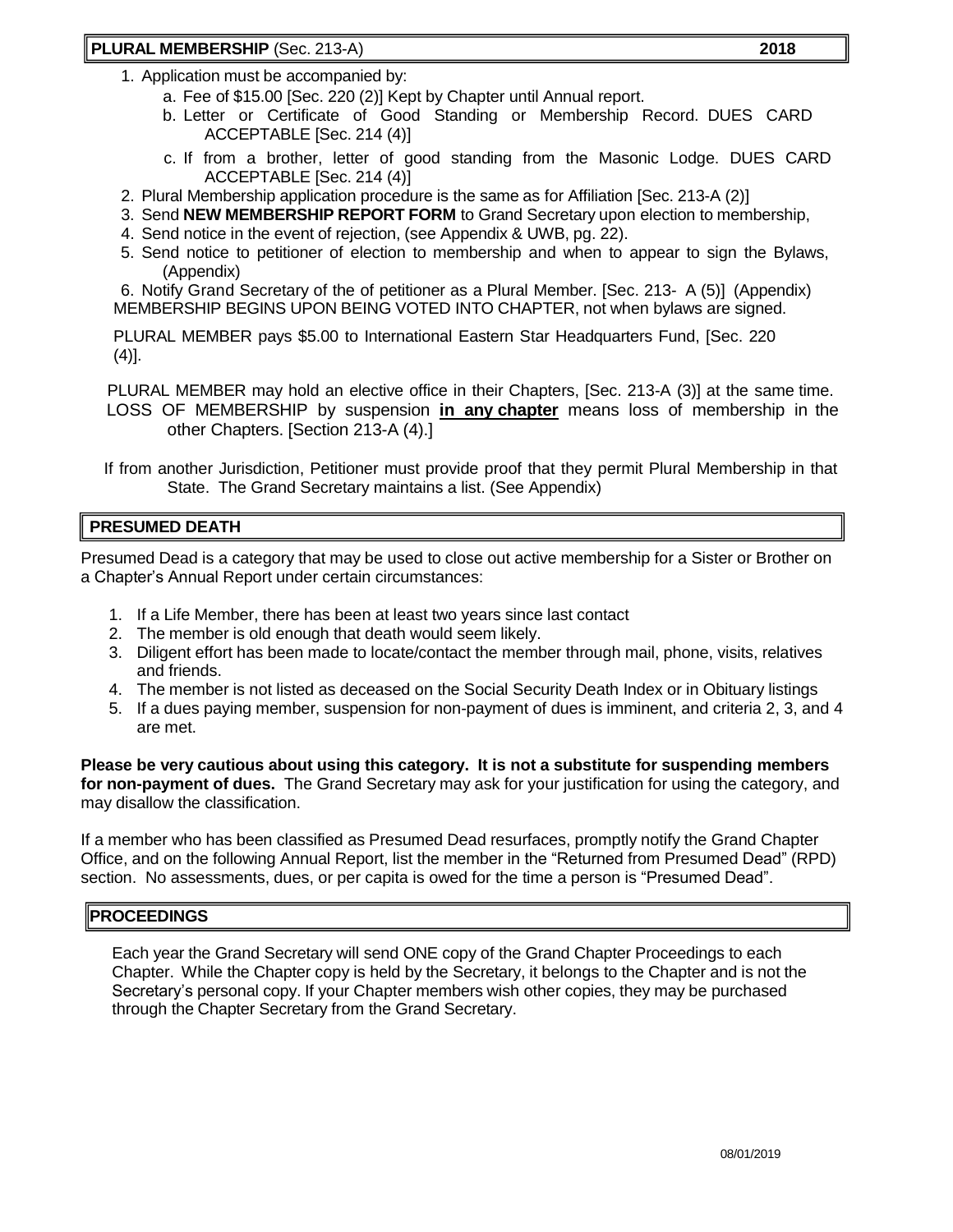## PLURAL MEMBERSHIP (Sec. 213-A) 2018

1. Application must be accompanied by:
   a. Fee of $15.00 [Sec. 220 (2)] Kept by Chapter until Annual report.
   b. Letter or Certificate of Good Standing or Membership Record. DUES CARD ACCEPTABLE [Sec. 214 (4)]
   c. If from a brother, letter of good standing from the Masonic Lodge. DUES CARD ACCEPTABLE [Sec. 214 (4)]
2. Plural Membership application procedure is the same as for Affiliation [Sec. 213-A (2)]
3. Send **NEW MEMBERSHIP REPORT FORM** to Grand Secretary upon election to membership,
4. Send notice in the event of rejection, (see Appendix & UWB, pg. 22).
5. Send notice to petitioner of election to membership and when to appear to sign the Bylaws, (Appendix)
6. Notify Grand Secretary of the of petitioner as a Plural Member. [Sec. 213- A (5)] (Appendix)

MEMBERSHIP BEGINS UPON BEING VOTED INTO CHAPTER, not when bylaws are signed.

PLURAL MEMBER pays $5.00 to International Eastern Star Headquarters Fund, [Sec. 220 (4)].

PLURAL MEMBER may hold an elective office in their Chapters, [Sec. 213-A (3)] at the same time.

LOSS OF MEMBERSHIP by suspension **in any chapter** means loss of membership in the other Chapters. [Section 213-A (4).]

If from another Jurisdiction, Petitioner must provide proof that they permit Plural Membership in that State. The Grand Secretary maintains a list. (See Appendix)

## PRESUMED DEATH

Presumed Dead is a category that may be used to close out active membership for a Sister or Brother on a Chapter's Annual Report under certain circumstances:

1. If a Life Member, there has been at least two years since last contact
2. The member is old enough that death would seem likely.
3. Diligent effort has been made to locate/contact the member through mail, phone, visits, relatives and friends.
4. The member is not listed as deceased on the Social Security Death Index or in Obituary listings
5. If a dues paying member, suspension for non-payment of dues is imminent, and criteria 2, 3, and 4 are met.

**Please be very cautious about using this category. It is not a substitute for suspending members for non-payment of dues.** The Grand Secretary may ask for your justification for using the category, and may disallow the classification.

If a member who has been classified as Presumed Dead resurfaces, promptly notify the Grand Chapter Office, and on the following Annual Report, list the member in the "Returned from Presumed Dead" (RPD) section. No assessments, dues, or per capita is owed for the time a person is "Presumed Dead".

## PROCEEDINGS

Each year the Grand Secretary will send ONE copy of the Grand Chapter Proceedings to each Chapter. While the Chapter copy is held by the Secretary, it belongs to the Chapter and is not the Secretary's personal copy. If your Chapter members wish other copies, they may be purchased through the Chapter Secretary from the Grand Secretary.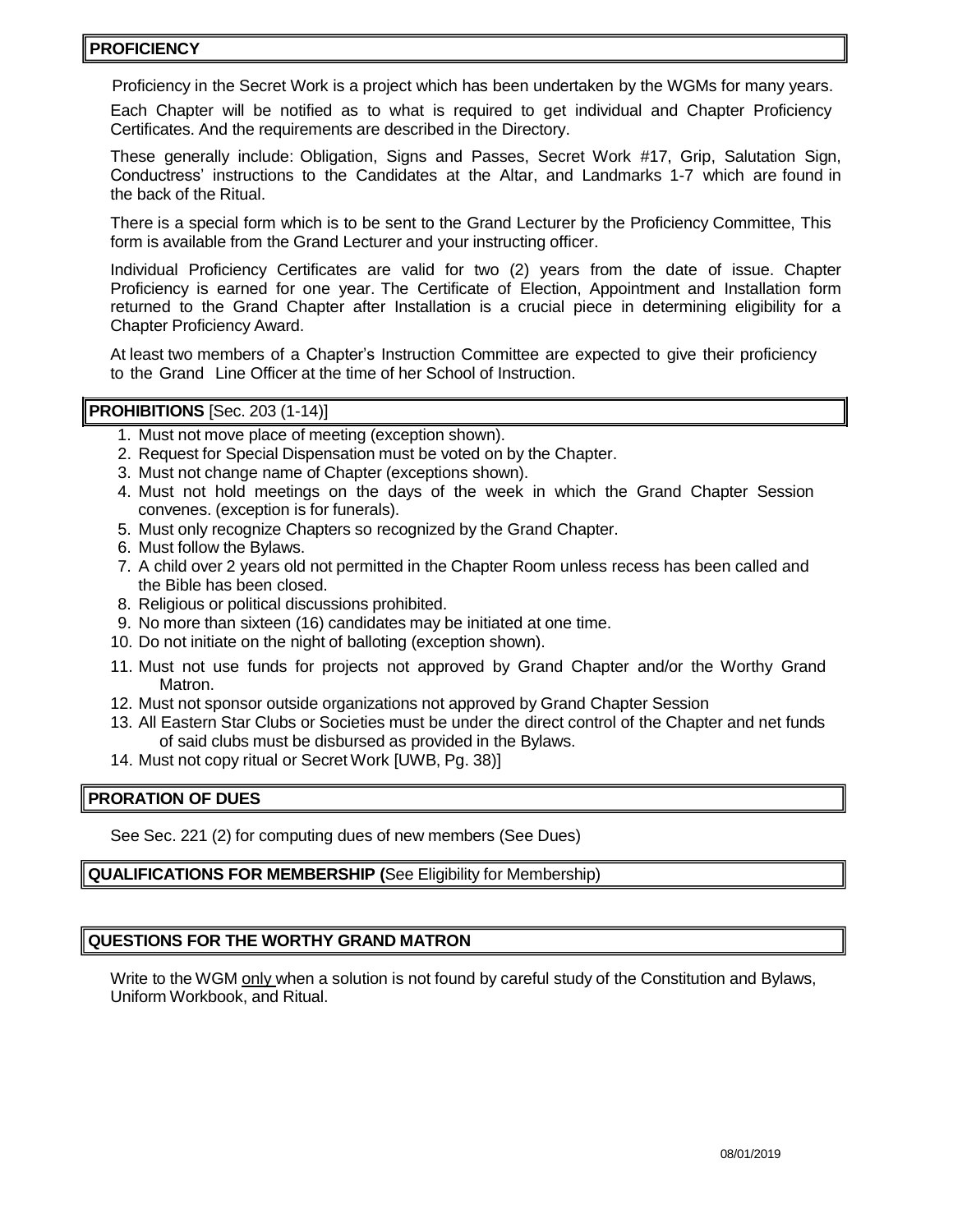## PROFICIENCY

Proficiency in the Secret Work is a project which has been undertaken by the WGMs for many years.

Each Chapter will be notified as to what is required to get individual and Chapter Proficiency Certificates. And the requirements are described in the Directory.

These generally include: Obligation, Signs and Passes, Secret Work #17, Grip, Salutation Sign, Conductress' instructions to the Candidates at the Altar, and Landmarks 1-7 which are found in the back of the Ritual.

There is a special form which is to be sent to the Grand Lecturer by the Proficiency Committee, This form is available from the Grand Lecturer and your instructing officer.

Individual Proficiency Certificates are valid for two (2) years from the date of issue. Chapter Proficiency is earned for one year. The Certificate of Election, Appointment and Installation form returned to the Grand Chapter after Installation is a crucial piece in determining eligibility for a Chapter Proficiency Award.

At least two members of a Chapter's Instruction Committee are expected to give their proficiency to the Grand Line Officer at the time of her School of Instruction.

## PROHIBITIONS [Sec. 203 (1-14)]

1. Must not move place of meeting (exception shown).
2. Request for Special Dispensation must be voted on by the Chapter.
3. Must not change name of Chapter (exceptions shown).
4. Must not hold meetings on the days of the week in which the Grand Chapter Session convenes. (exception is for funerals).
5. Must only recognize Chapters so recognized by the Grand Chapter.
6. Must follow the Bylaws.
7. A child over 2 years old not permitted in the Chapter Room unless recess has been called and the Bible has been closed.
8. Religious or political discussions prohibited.
9. No more than sixteen (16) candidates may be initiated at one time.
10. Do not initiate on the night of balloting (exception shown).
11. Must not use funds for projects not approved by Grand Chapter and/or the Worthy Grand Matron.
12. Must not sponsor outside organizations not approved by Grand Chapter Session
13. All Eastern Star Clubs or Societies must be under the direct control of the Chapter and net funds of said clubs must be disbursed as provided in the Bylaws.
14. Must not copy ritual or Secret Work [UWB, Pg. 38)]

## PRORATION OF DUES

See Sec. 221 (2) for computing dues of new members (See Dues)

## QUALIFICATIONS FOR MEMBERSHIP (See Eligibility for Membership)

## QUESTIONS FOR THE WORTHY GRAND MATRON

Write to the WGM only when a solution is not found by careful study of the Constitution and Bylaws, Uniform Workbook, and Ritual.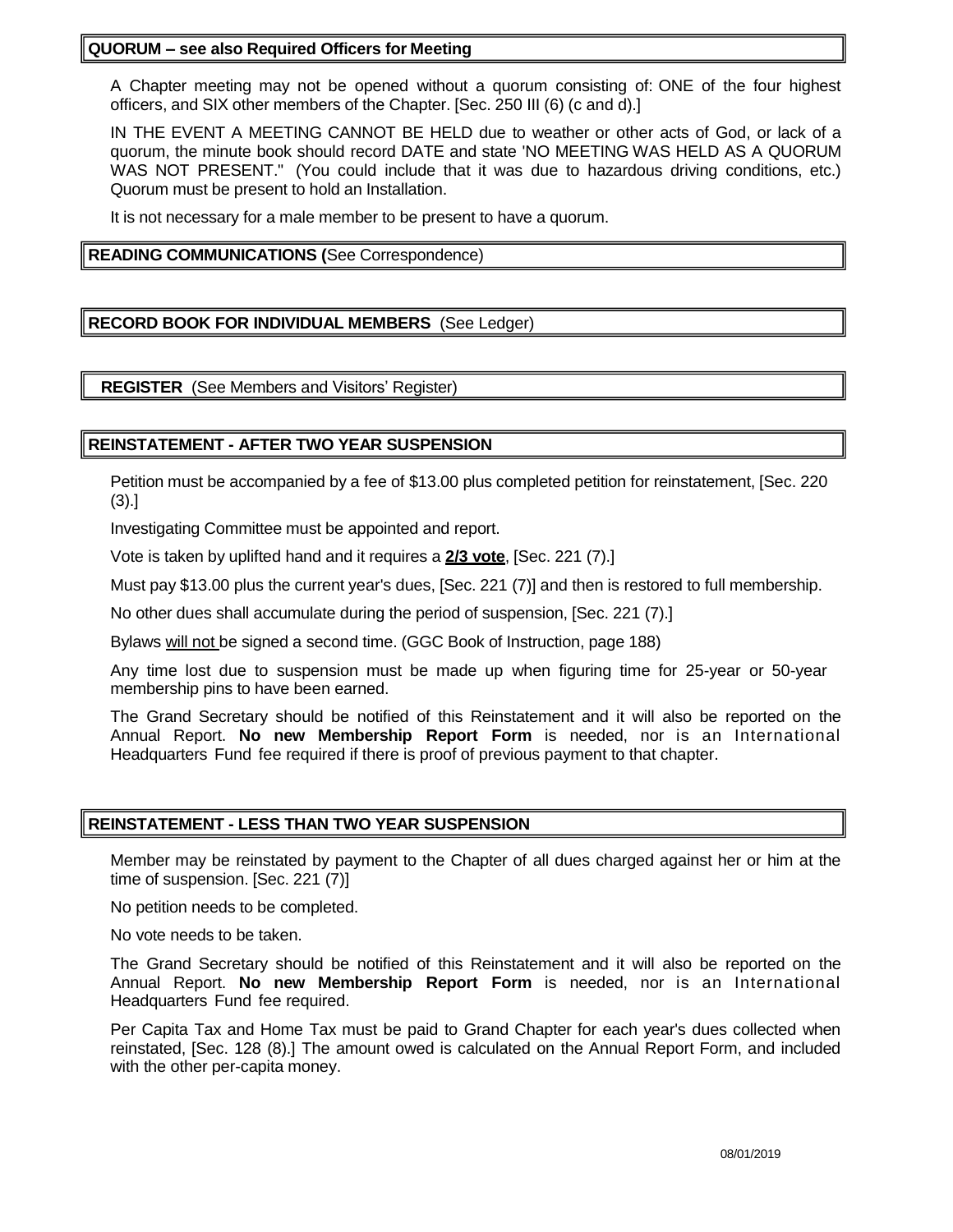## QUORUM – see also Required Officers for Meeting

A Chapter meeting may not be opened without a quorum consisting of: ONE of the four highest officers, and SIX other members of the Chapter. [Sec. 250 III (6) (c and d).]

IN THE EVENT A MEETING CANNOT BE HELD due to weather or other acts of God, or lack of a quorum, the minute book should record DATE and state 'NO MEETING WAS HELD AS A QUORUM WAS NOT PRESENT." (You could include that it was due to hazardous driving conditions, etc.) Quorum must be present to hold an Installation.

It is not necessary for a male member to be present to have a quorum.

## READING COMMUNICATIONS (See Correspondence)

## RECORD BOOK FOR INDIVIDUAL MEMBERS (See Ledger)

## REGISTER (See Members and Visitors' Register)

## REINSTATEMENT - AFTER TWO YEAR SUSPENSION

Petition must be accompanied by a fee of $13.00 plus completed petition for reinstatement, [Sec. 220 (3).]

Investigating Committee must be appointed and report.

Vote is taken by uplifted hand and it requires a **2/3 vote**, [Sec. 221 (7).]

Must pay $13.00 plus the current year's dues, [Sec. 221 (7)] and then is restored to full membership.

No other dues shall accumulate during the period of suspension, [Sec. 221 (7).]

Bylaws will not be signed a second time. (GGC Book of Instruction, page 188)

Any time lost due to suspension must be made up when figuring time for 25-year or 50-year membership pins to have been earned.

The Grand Secretary should be notified of this Reinstatement and it will also be reported on the Annual Report. **No new Membership Report Form** is needed, nor is an International Headquarters Fund fee required if there is proof of previous payment to that chapter.

## REINSTATEMENT - LESS THAN TWO YEAR SUSPENSION

Member may be reinstated by payment to the Chapter of all dues charged against her or him at the time of suspension. [Sec. 221 (7)]

No petition needs to be completed.

No vote needs to be taken.

The Grand Secretary should be notified of this Reinstatement and it will also be reported on the Annual Report. **No new Membership Report Form** is needed, nor is an International Headquarters Fund fee required.

Per Capita Tax and Home Tax must be paid to Grand Chapter for each year's dues collected when reinstated, [Sec. 128 (8).] The amount owed is calculated on the Annual Report Form, and included with the other per-capita money.

08/01/2019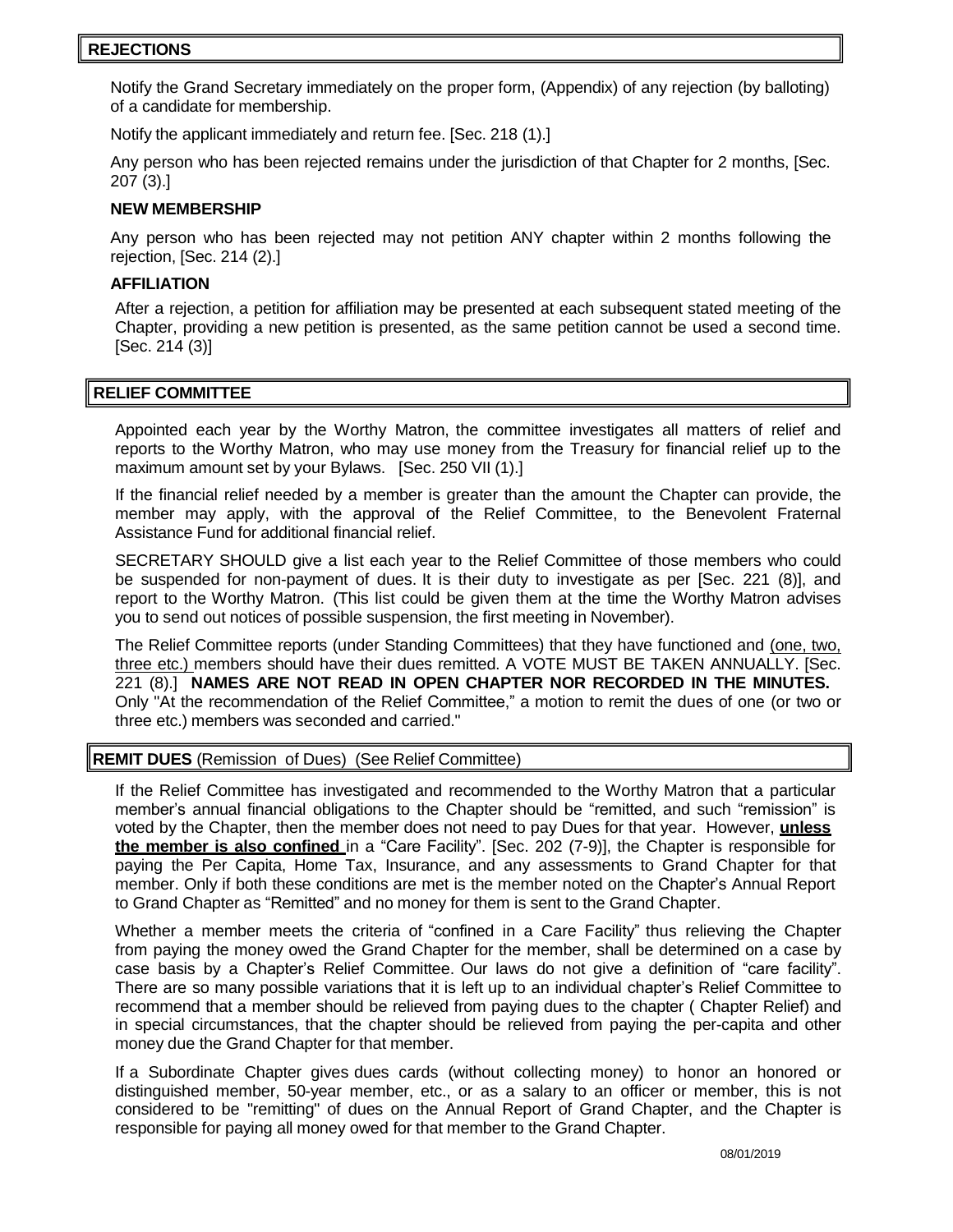## REJECTIONS

Notify the Grand Secretary immediately on the proper form, (Appendix) of any rejection (by balloting) of a candidate for membership.

Notify the applicant immediately and return fee. [Sec. 218 (1).]

Any person who has been rejected remains under the jurisdiction of that Chapter for 2 months, [Sec. 207 (3).]

### NEW MEMBERSHIP

Any person who has been rejected may not petition ANY chapter within 2 months following the rejection, [Sec. 214 (2).]

### AFFILIATION

After a rejection, a petition for affiliation may be presented at each subsequent stated meeting of the Chapter, providing a new petition is presented, as the same petition cannot be used a second time. [Sec. 214 (3)]

## RELIEF COMMITTEE

Appointed each year by the Worthy Matron, the committee investigates all matters of relief and reports to the Worthy Matron, who may use money from the Treasury for financial relief up to the maximum amount set by your Bylaws. [Sec. 250 VII (1).]

If the financial relief needed by a member is greater than the amount the Chapter can provide, the member may apply, with the approval of the Relief Committee, to the Benevolent Fraternal Assistance Fund for additional financial relief.

SECRETARY SHOULD give a list each year to the Relief Committee of those members who could be suspended for non-payment of dues. It is their duty to investigate as per [Sec. 221 (8)], and report to the Worthy Matron. (This list could be given them at the time the Worthy Matron advises you to send out notices of possible suspension, the first meeting in November).

The Relief Committee reports (under Standing Committees) that they have functioned and (one, two, three etc.) members should have their dues remitted. A VOTE MUST BE TAKEN ANNUALLY. [Sec. 221 (8).] **NAMES ARE NOT READ IN OPEN CHAPTER NOR RECORDED IN THE MINUTES.** Only "At the recommendation of the Relief Committee," a motion to remit the dues of one (or two or three etc.) members was seconded and carried."

## REMIT DUES (Remission of Dues) (See Relief Committee)

If the Relief Committee has investigated and recommended to the Worthy Matron that a particular member's annual financial obligations to the Chapter should be "remitted, and such "remission" is voted by the Chapter, then the member does not need to pay Dues for that year. However, **unless the member is also confined** in a "Care Facility". [Sec. 202 (7-9)], the Chapter is responsible for paying the Per Capita, Home Tax, Insurance, and any assessments to Grand Chapter for that member. Only if both these conditions are met is the member noted on the Chapter's Annual Report to Grand Chapter as "Remitted" and no money for them is sent to the Grand Chapter.

Whether a member meets the criteria of "confined in a Care Facility" thus relieving the Chapter from paying the money owed the Grand Chapter for the member, shall be determined on a case by case basis by a Chapter's Relief Committee. Our laws do not give a definition of "care facility". There are so many possible variations that it is left up to an individual chapter's Relief Committee to recommend that a member should be relieved from paying dues to the chapter ( Chapter Relief) and in special circumstances, that the chapter should be relieved from paying the per-capita and other money due the Grand Chapter for that member.

If a Subordinate Chapter gives dues cards (without collecting money) to honor an honored or distinguished member, 50-year member, etc., or as a salary to an officer or member, this is not considered to be "remitting" of dues on the Annual Report of Grand Chapter, and the Chapter is responsible for paying all money owed for that member to the Grand Chapter.

08/01/2019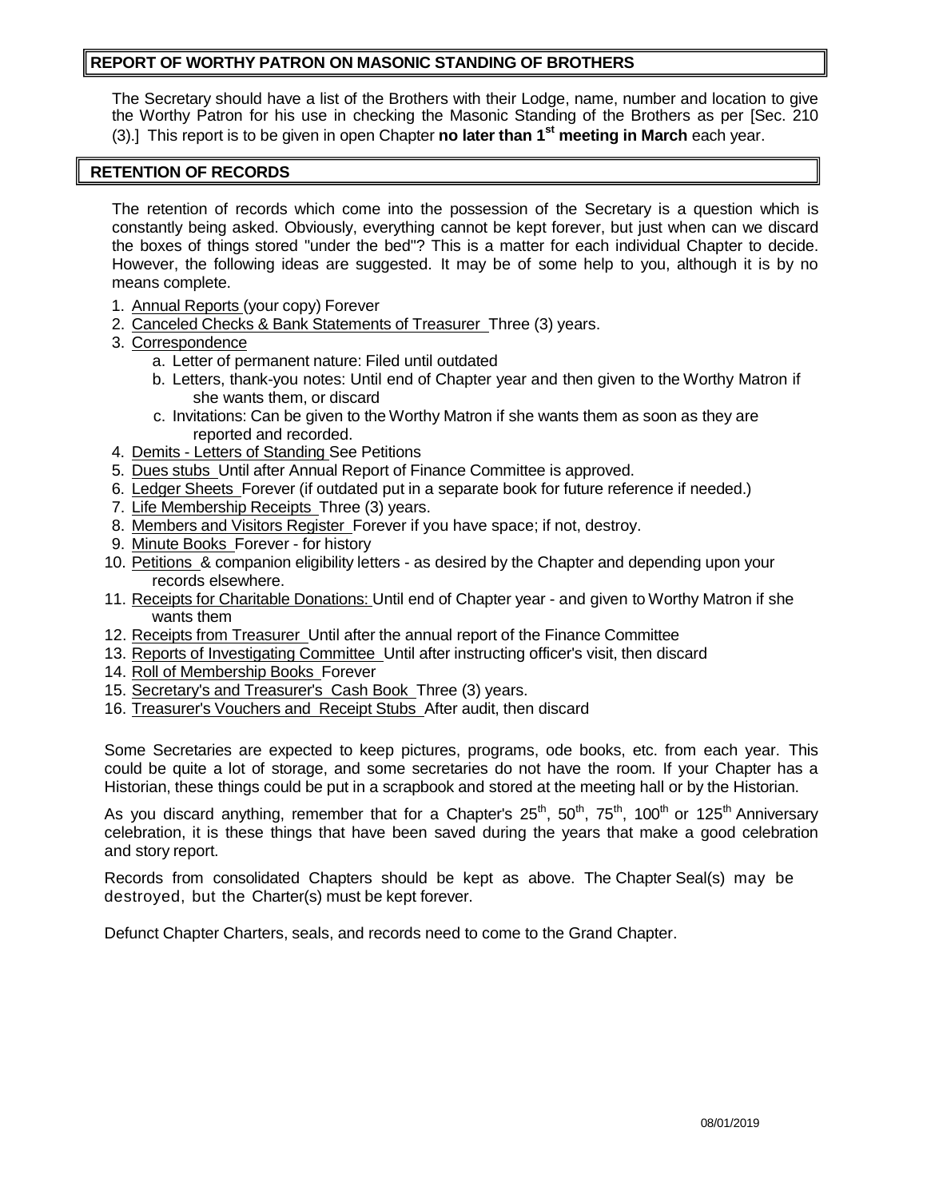## REPORT OF WORTHY PATRON ON MASONIC STANDING OF BROTHERS

The Secretary should have a list of the Brothers with their Lodge, name, number and location to give the Worthy Patron for his use in checking the Masonic Standing of the Brothers as per [Sec. 210 (3).] This report is to be given in open Chapter **no later than 1st meeting in March** each year.

## RETENTION OF RECORDS

The retention of records which come into the possession of the Secretary is a question which is constantly being asked. Obviously, everything cannot be kept forever, but just when can we discard the boxes of things stored "under the bed"? This is a matter for each individual Chapter to decide. However, the following ideas are suggested. It may be of some help to you, although it is by no means complete.

1. Annual Reports (your copy) Forever
2. Canceled Checks & Bank Statements of Treasurer Three (3) years.
3. Correspondence
   a. Letter of permanent nature: Filed until outdated
   b. Letters, thank-you notes: Until end of Chapter year and then given to the Worthy Matron if she wants them, or discard
   c. Invitations: Can be given to the Worthy Matron if she wants them as soon as they are reported and recorded.
4. Demits - Letters of Standing See Petitions
5. Dues stubs Until after Annual Report of Finance Committee is approved.
6. Ledger Sheets Forever (if outdated put in a separate book for future reference if needed.)
7. Life Membership Receipts Three (3) years.
8. Members and Visitors Register Forever if you have space; if not, destroy.
9. Minute Books Forever - for history
10. Petitions & companion eligibility letters - as desired by the Chapter and depending upon your records elsewhere.
11. Receipts for Charitable Donations: Until end of Chapter year - and given to Worthy Matron if she wants them
12. Receipts from Treasurer Until after the annual report of the Finance Committee
13. Reports of Investigating Committee Until after instructing officer's visit, then discard
14. Roll of Membership Books Forever
15. Secretary's and Treasurer's Cash Book Three (3) years.
16. Treasurer's Vouchers and Receipt Stubs After audit, then discard

Some Secretaries are expected to keep pictures, programs, ode books, etc. from each year. This could be quite a lot of storage, and some secretaries do not have the room. If your Chapter has a Historian, these things could be put in a scrapbook and stored at the meeting hall or by the Historian.

As you discard anything, remember that for a Chapter's 25th, 50th, 75th, 100th or 125th Anniversary celebration, it is these things that have been saved during the years that make a good celebration and story report.

Records from consolidated Chapters should be kept as above. The Chapter Seal(s) may be destroyed, but the Charter(s) must be kept forever.

Defunct Chapter Charters, seals, and records need to come to the Grand Chapter.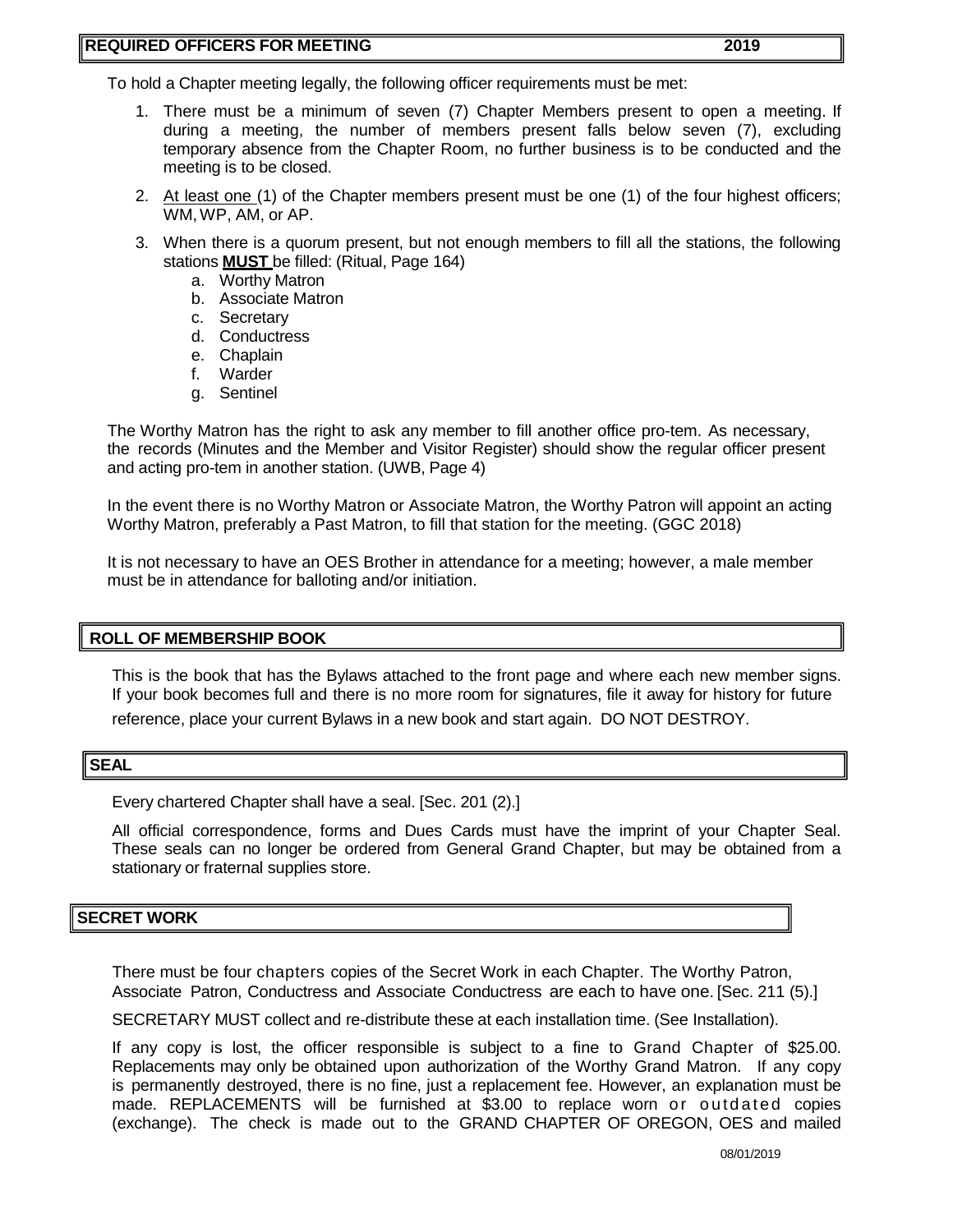## REQUIRED OFFICERS FOR MEETING 2019

To hold a Chapter meeting legally, the following officer requirements must be met:

1. There must be a minimum of seven (7) Chapter Members present to open a meeting. If during a meeting, the number of members present falls below seven (7), excluding temporary absence from the Chapter Room, no further business is to be conducted and the meeting is to be closed.
2. At least one (1) of the Chapter members present must be one (1) of the four highest officers; WM, WP, AM, or AP.
3. When there is a quorum present, but not enough members to fill all the stations, the following stations **MUST** be filled: (Ritual, Page 164)
   a. Worthy Matron
   b. Associate Matron
   c. Secretary
   d. Conductress
   e. Chaplain
   f. Warder
   g. Sentinel

The Worthy Matron has the right to ask any member to fill another office pro-tem. As necessary, the records (Minutes and the Member and Visitor Register) should show the regular officer present and acting pro-tem in another station. (UWB, Page 4)

In the event there is no Worthy Matron or Associate Matron, the Worthy Patron will appoint an acting Worthy Matron, preferably a Past Matron, to fill that station for the meeting. (GGC 2018)

It is not necessary to have an OES Brother in attendance for a meeting; however, a male member must be in attendance for balloting and/or initiation.

## ROLL OF MEMBERSHIP BOOK

This is the book that has the Bylaws attached to the front page and where each new member signs. If your book becomes full and there is no more room for signatures, file it away for history for future reference, place your current Bylaws in a new book and start again. DO NOT DESTROY.

## SEAL

Every chartered Chapter shall have a seal. [Sec. 201 (2).]

All official correspondence, forms and Dues Cards must have the imprint of your Chapter Seal. These seals can no longer be ordered from General Grand Chapter, but may be obtained from a stationary or fraternal supplies store.

## SECRET WORK

There must be four chapters copies of the Secret Work in each Chapter. The Worthy Patron, Associate Patron, Conductress and Associate Conductress are each to have one. [Sec. 211 (5).]

SECRETARY MUST collect and re-distribute these at each installation time. (See Installation).

If any copy is lost, the officer responsible is subject to a fine to Grand Chapter of $25.00. Replacements may only be obtained upon authorization of the Worthy Grand Matron. If any copy is permanently destroyed, there is no fine, just a replacement fee. However, an explanation must be made. REPLACEMENTS will be furnished at $3.00 to replace worn or outdated copies (exchange). The check is made out to the GRAND CHAPTER OF OREGON, OES and mailed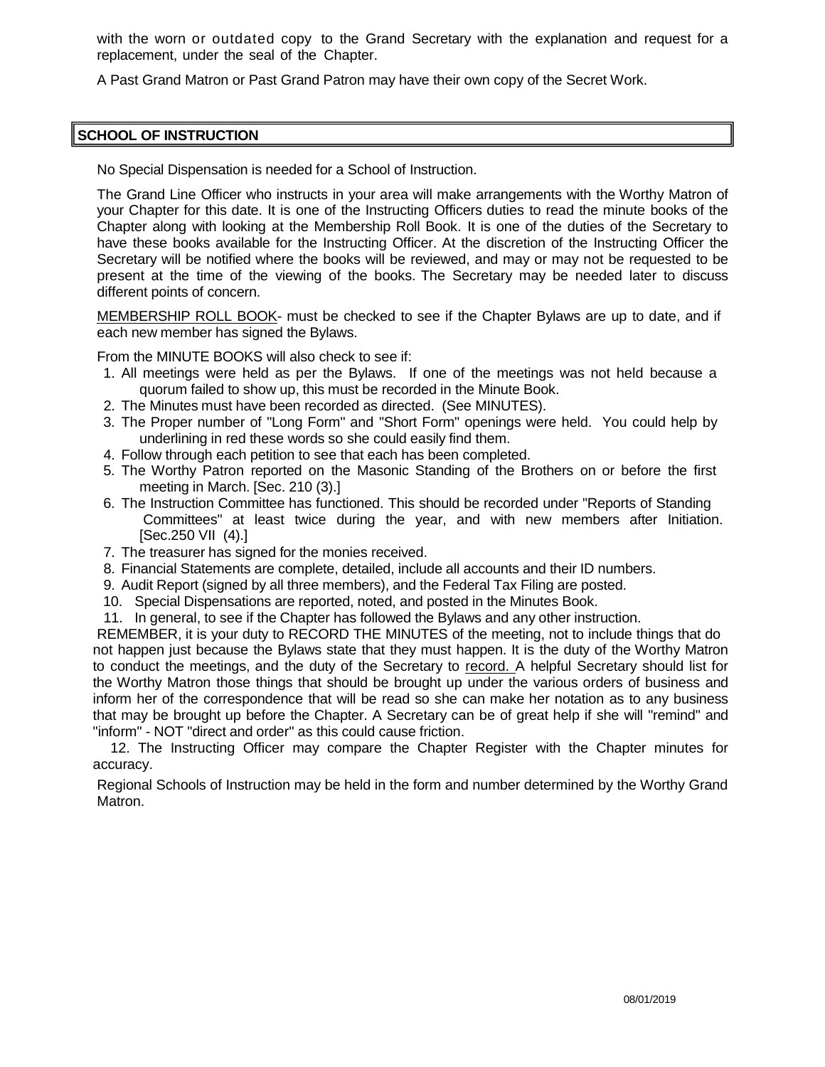with the worn or outdated copy to the Grand Secretary with the explanation and request for a replacement, under the seal of the Chapter.

A Past Grand Matron or Past Grand Patron may have their own copy of the Secret Work.

## SCHOOL OF INSTRUCTION

No Special Dispensation is needed for a School of Instruction.

The Grand Line Officer who instructs in your area will make arrangements with the Worthy Matron of your Chapter for this date. It is one of the Instructing Officers duties to read the minute books of the Chapter along with looking at the Membership Roll Book. It is one of the duties of the Secretary to have these books available for the Instructing Officer. At the discretion of the Instructing Officer the Secretary will be notified where the books will be reviewed, and may or may not be requested to be present at the time of the viewing of the books. The Secretary may be needed later to discuss different points of concern.

<u>MEMBERSHIP ROLL BOOK</u>- must be checked to see if the Chapter Bylaws are up to date, and if each new member has signed the Bylaws.

From the MINUTE BOOKS will also check to see if:

1. All meetings were held as per the Bylaws. If one of the meetings was not held because a quorum failed to show up, this must be recorded in the Minute Book.
2. The Minutes must have been recorded as directed. (See MINUTES).
3. The Proper number of "Long Form" and "Short Form" openings were held. You could help by underlining in red these words so she could easily find them.
4. Follow through each petition to see that each has been completed.
5. The Worthy Patron reported on the Masonic Standing of the Brothers on or before the first meeting in March. [Sec. 210 (3).]
6. The Instruction Committee has functioned. This should be recorded under "Reports of Standing Committees" at least twice during the year, and with new members after Initiation. [Sec.250 VII (4).]
7. The treasurer has signed for the monies received.
8. Financial Statements are complete, detailed, include all accounts and their ID numbers.
9. Audit Report (signed by all three members), and the Federal Tax Filing are posted.
10. Special Dispensations are reported, noted, and posted in the Minutes Book.
11. In general, to see if the Chapter has followed the Bylaws and any other instruction.

REMEMBER, it is your duty to RECORD THE MINUTES of the meeting, not to include things that do not happen just because the Bylaws state that they must happen. It is the duty of the Worthy Matron to conduct the meetings, and the duty of the Secretary to <u>record.</u> A helpful Secretary should list for the Worthy Matron those things that should be brought up under the various orders of business and inform her of the correspondence that will be read so she can make her notation as to any business that may be brought up before the Chapter. A Secretary can be of great help if she will "remind" and "inform" - NOT "direct and order" as this could cause friction.

12. The Instructing Officer may compare the Chapter Register with the Chapter minutes for accuracy.

Regional Schools of Instruction may be held in the form and number determined by the Worthy Grand Matron.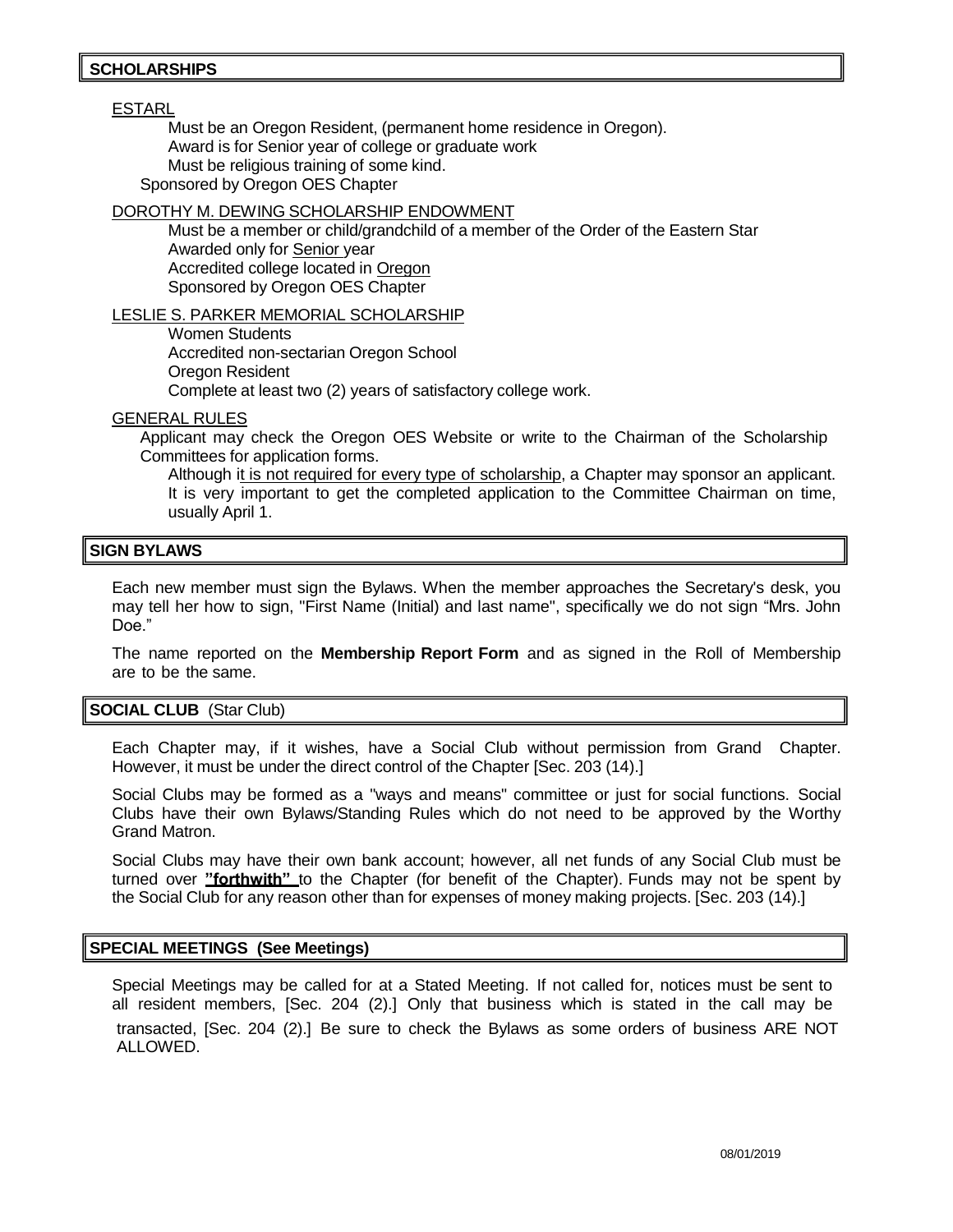## SCHOLARSHIPS

ESTARL

Must be an Oregon Resident, (permanent home residence in Oregon).
Award is for Senior year of college or graduate work
Must be religious training of some kind.
Sponsored by Oregon OES Chapter

DOROTHY M. DEWING SCHOLARSHIP ENDOWMENT

Must be a member or child/grandchild of a member of the Order of the Eastern Star
Awarded only for Senior year
Accredited college located in Oregon
Sponsored by Oregon OES Chapter

LESLIE S. PARKER MEMORIAL SCHOLARSHIP

Women Students
Accredited non-sectarian Oregon School
Oregon Resident
Complete at least two (2) years of satisfactory college work.

GENERAL RULES

Applicant may check the Oregon OES Website or write to the Chairman of the Scholarship Committees for application forms.

Although it is not required for every type of scholarship, a Chapter may sponsor an applicant. It is very important to get the completed application to the Committee Chairman on time, usually April 1.

## SIGN BYLAWS

Each new member must sign the Bylaws. When the member approaches the Secretary's desk, you may tell her how to sign, "First Name (Initial) and last name", specifically we do not sign "Mrs. John Doe."

The name reported on the **Membership Report Form** and as signed in the Roll of Membership are to be the same.

## SOCIAL CLUB (Star Club)

Each Chapter may, if it wishes, have a Social Club without permission from Grand Chapter. However, it must be under the direct control of the Chapter [Sec. 203 (14).]

Social Clubs may be formed as a "ways and means" committee or just for social functions. Social Clubs have their own Bylaws/Standing Rules which do not need to be approved by the Worthy Grand Matron.

Social Clubs may have their own bank account; however, all net funds of any Social Club must be turned over **"forthwith"** to the Chapter (for benefit of the Chapter). Funds may not be spent by the Social Club for any reason other than for expenses of money making projects. [Sec. 203 (14).]

## SPECIAL MEETINGS (See Meetings)

Special Meetings may be called for at a Stated Meeting. If not called for, notices must be sent to all resident members, [Sec. 204 (2).] Only that business which is stated in the call may be transacted, [Sec. 204 (2).] Be sure to check the Bylaws as some orders of business ARE NOT ALLOWED.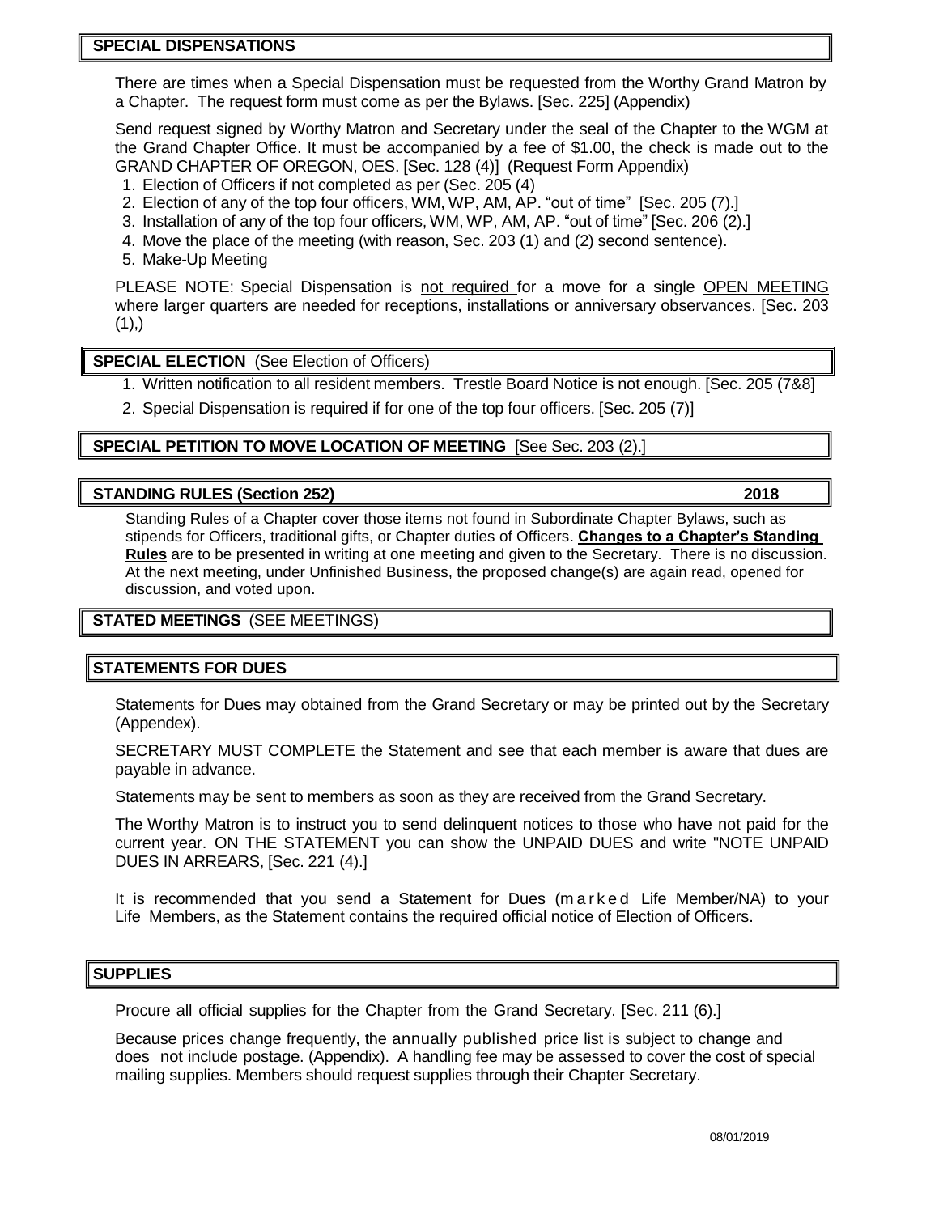## SPECIAL DISPENSATIONS

There are times when a Special Dispensation must be requested from the Worthy Grand Matron by a Chapter. The request form must come as per the Bylaws. [Sec. 225] (Appendix)

Send request signed by Worthy Matron and Secretary under the seal of the Chapter to the WGM at the Grand Chapter Office. It must be accompanied by a fee of $1.00, the check is made out to the GRAND CHAPTER OF OREGON, OES. [Sec. 128 (4)] (Request Form Appendix)

1. Election of Officers if not completed as per (Sec. 205 (4)
2. Election of any of the top four officers, WM, WP, AM, AP. "out of time" [Sec. 205 (7).]
3. Installation of any of the top four officers, WM, WP, AM, AP. "out of time" [Sec. 206 (2).]
4. Move the place of the meeting (with reason, Sec. 203 (1) and (2) second sentence).
5. Make-Up Meeting

PLEASE NOTE: Special Dispensation is <u>not required</u> for a move for a single <u>OPEN MEETING</u> where larger quarters are needed for receptions, installations or anniversary observances. [Sec. 203 (1),)

## SPECIAL ELECTION (See Election of Officers)

1. Written notification to all resident members. Trestle Board Notice is not enough. [Sec. 205 (7&8]
2. Special Dispensation is required if for one of the top four officers. [Sec. 205 (7)]

## SPECIAL PETITION TO MOVE LOCATION OF MEETING [See Sec. 203 (2).]

## STANDING RULES (Section 252) 2018

Standing Rules of a Chapter cover those items not found in Subordinate Chapter Bylaws, such as stipends for Officers, traditional gifts, or Chapter duties of Officers. **<u>Changes to a Chapter's Standing Rules</u>** are to be presented in writing at one meeting and given to the Secretary. There is no discussion. At the next meeting, under Unfinished Business, the proposed change(s) are again read, opened for discussion, and voted upon.

## STATED MEETINGS (SEE MEETINGS)

## STATEMENTS FOR DUES

Statements for Dues may obtained from the Grand Secretary or may be printed out by the Secretary (Appendex).

SECRETARY MUST COMPLETE the Statement and see that each member is aware that dues are payable in advance.

Statements may be sent to members as soon as they are received from the Grand Secretary.

The Worthy Matron is to instruct you to send delinquent notices to those who have not paid for the current year. ON THE STATEMENT you can show the UNPAID DUES and write "NOTE UNPAID DUES IN ARREARS, [Sec. 221 (4).]

It is recommended that you send a Statement for Dues (marked Life Member/NA) to your Life Members, as the Statement contains the required official notice of Election of Officers.

## SUPPLIES

Procure all official supplies for the Chapter from the Grand Secretary. [Sec. 211 (6).]

Because prices change frequently, the annually published price list is subject to change and does not include postage. (Appendix). A handling fee may be assessed to cover the cost of special mailing supplies. Members should request supplies through their Chapter Secretary.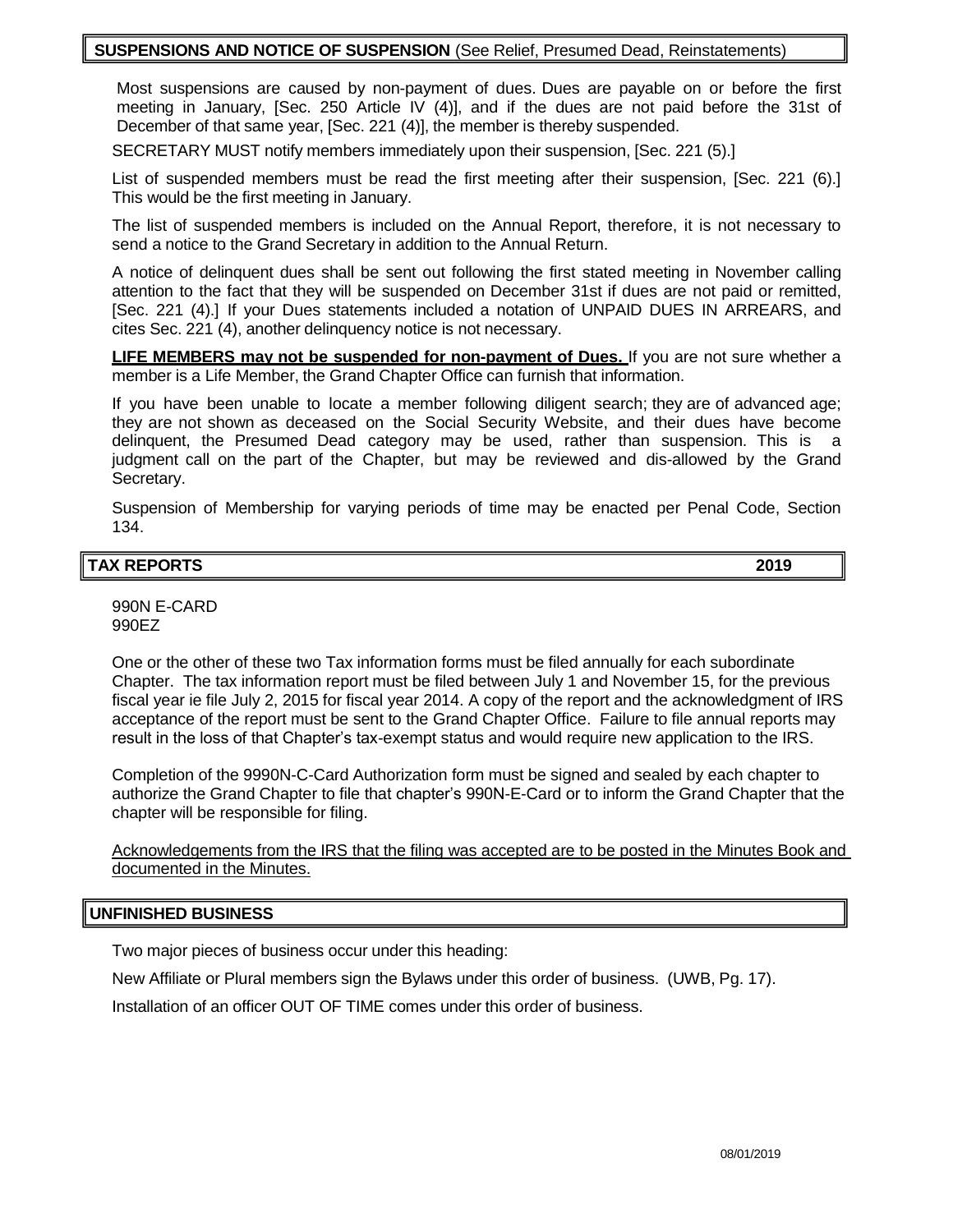## SUSPENSIONS AND NOTICE OF SUSPENSION (See Relief, Presumed Dead, Reinstatements)

Most suspensions are caused by non-payment of dues. Dues are payable on or before the first meeting in January, [Sec. 250 Article IV (4)], and if the dues are not paid before the 31st of December of that same year, [Sec. 221 (4)], the member is thereby suspended.

SECRETARY MUST notify members immediately upon their suspension, [Sec. 221 (5).]

List of suspended members must be read the first meeting after their suspension, [Sec. 221 (6).] This would be the first meeting in January.

The list of suspended members is included on the Annual Report, therefore, it is not necessary to send a notice to the Grand Secretary in addition to the Annual Return.

A notice of delinquent dues shall be sent out following the first stated meeting in November calling attention to the fact that they will be suspended on December 31st if dues are not paid or remitted, [Sec. 221 (4).] If your Dues statements included a notation of UNPAID DUES IN ARREARS, and cites Sec. 221 (4), another delinquency notice is not necessary.

**LIFE MEMBERS may not be suspended for non-payment of Dues.** If you are not sure whether a member is a Life Member, the Grand Chapter Office can furnish that information.

If you have been unable to locate a member following diligent search; they are of advanced age; they are not shown as deceased on the Social Security Website, and their dues have become delinquent, the Presumed Dead category may be used, rather than suspension. This is a judgment call on the part of the Chapter, but may be reviewed and dis-allowed by the Grand Secretary.

Suspension of Membership for varying periods of time may be enacted per Penal Code, Section 134.

## TAX REPORTS 2019

990N E-CARD
990EZ

One or the other of these two Tax information forms must be filed annually for each subordinate Chapter. The tax information report must be filed between July 1 and November 15, for the previous fiscal year ie file July 2, 2015 for fiscal year 2014. A copy of the report and the acknowledgment of IRS acceptance of the report must be sent to the Grand Chapter Office. Failure to file annual reports may result in the loss of that Chapter's tax-exempt status and would require new application to the IRS.

Completion of the 9990N-C-Card Authorization form must be signed and sealed by each chapter to authorize the Grand Chapter to file that chapter's 990N-E-Card or to inform the Grand Chapter that the chapter will be responsible for filing.

Acknowledgements from the IRS that the filing was accepted are to be posted in the Minutes Book and documented in the Minutes.

## UNFINISHED BUSINESS

Two major pieces of business occur under this heading:

New Affiliate or Plural members sign the Bylaws under this order of business. (UWB, Pg. 17).

Installation of an officer OUT OF TIME comes under this order of business.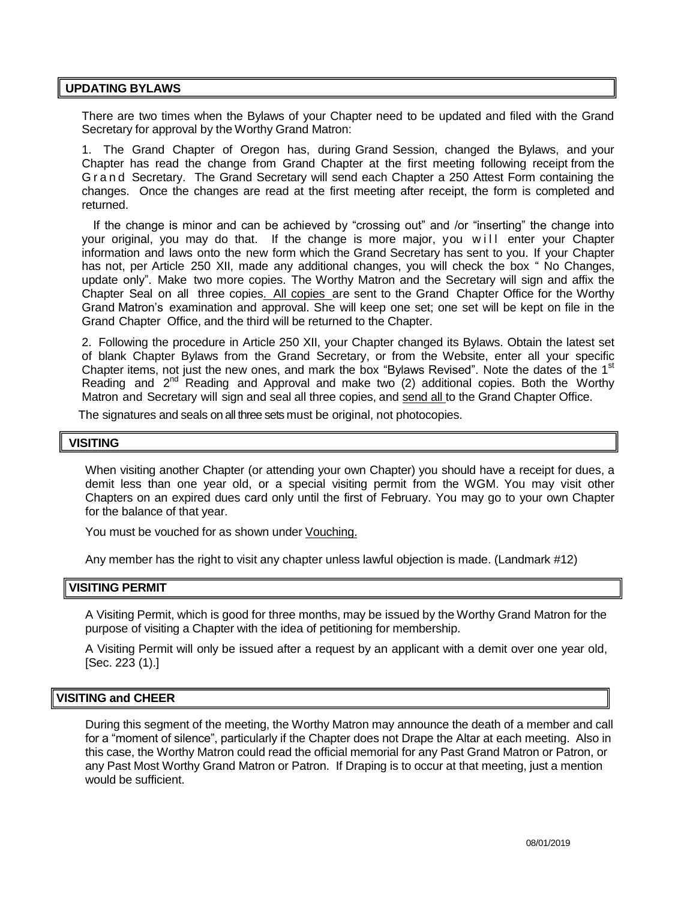## UPDATING BYLAWS

There are two times when the Bylaws of your Chapter need to be updated and filed with the Grand Secretary for approval by the Worthy Grand Matron:

1. The Grand Chapter of Oregon has, during Grand Session, changed the Bylaws, and your Chapter has read the change from Grand Chapter at the first meeting following receipt from the Grand Secretary. The Grand Secretary will send each Chapter a 250 Attest Form containing the changes. Once the changes are read at the first meeting after receipt, the form is completed and returned.

If the change is minor and can be achieved by "crossing out" and /or "inserting" the change into your original, you may do that. If the change is more major, you will enter your Chapter information and laws onto the new form which the Grand Secretary has sent to you. If your Chapter has not, per Article 250 XII, made any additional changes, you will check the box " No Changes, update only". Make two more copies. The Worthy Matron and the Secretary will sign and affix the Chapter Seal on all three copies. All copies are sent to the Grand Chapter Office for the Worthy Grand Matron's examination and approval. She will keep one set; one set will be kept on file in the Grand Chapter Office, and the third will be returned to the Chapter.

2. Following the procedure in Article 250 XII, your Chapter changed its Bylaws. Obtain the latest set of blank Chapter Bylaws from the Grand Secretary, or from the Website, enter all your specific Chapter items, not just the new ones, and mark the box "Bylaws Revised". Note the dates of the 1st Reading and 2nd Reading and Approval and make two (2) additional copies. Both the Worthy Matron and Secretary will sign and seal all three copies, and send all to the Grand Chapter Office.

The signatures and seals on all three sets must be original, not photocopies.

## VISITING

When visiting another Chapter (or attending your own Chapter) you should have a receipt for dues, a demit less than one year old, or a special visiting permit from the WGM. You may visit other Chapters on an expired dues card only until the first of February. You may go to your own Chapter for the balance of that year.

You must be vouched for as shown under Vouching.

Any member has the right to visit any chapter unless lawful objection is made. (Landmark #12)

## VISITING PERMIT

A Visiting Permit, which is good for three months, may be issued by the Worthy Grand Matron for the purpose of visiting a Chapter with the idea of petitioning for membership.

A Visiting Permit will only be issued after a request by an applicant with a demit over one year old, [Sec. 223 (1).]

## VISITING and CHEER

During this segment of the meeting, the Worthy Matron may announce the death of a member and call for a "moment of silence", particularly if the Chapter does not Drape the Altar at each meeting. Also in this case, the Worthy Matron could read the official memorial for any Past Grand Matron or Patron, or any Past Most Worthy Grand Matron or Patron. If Draping is to occur at that meeting, just a mention would be sufficient.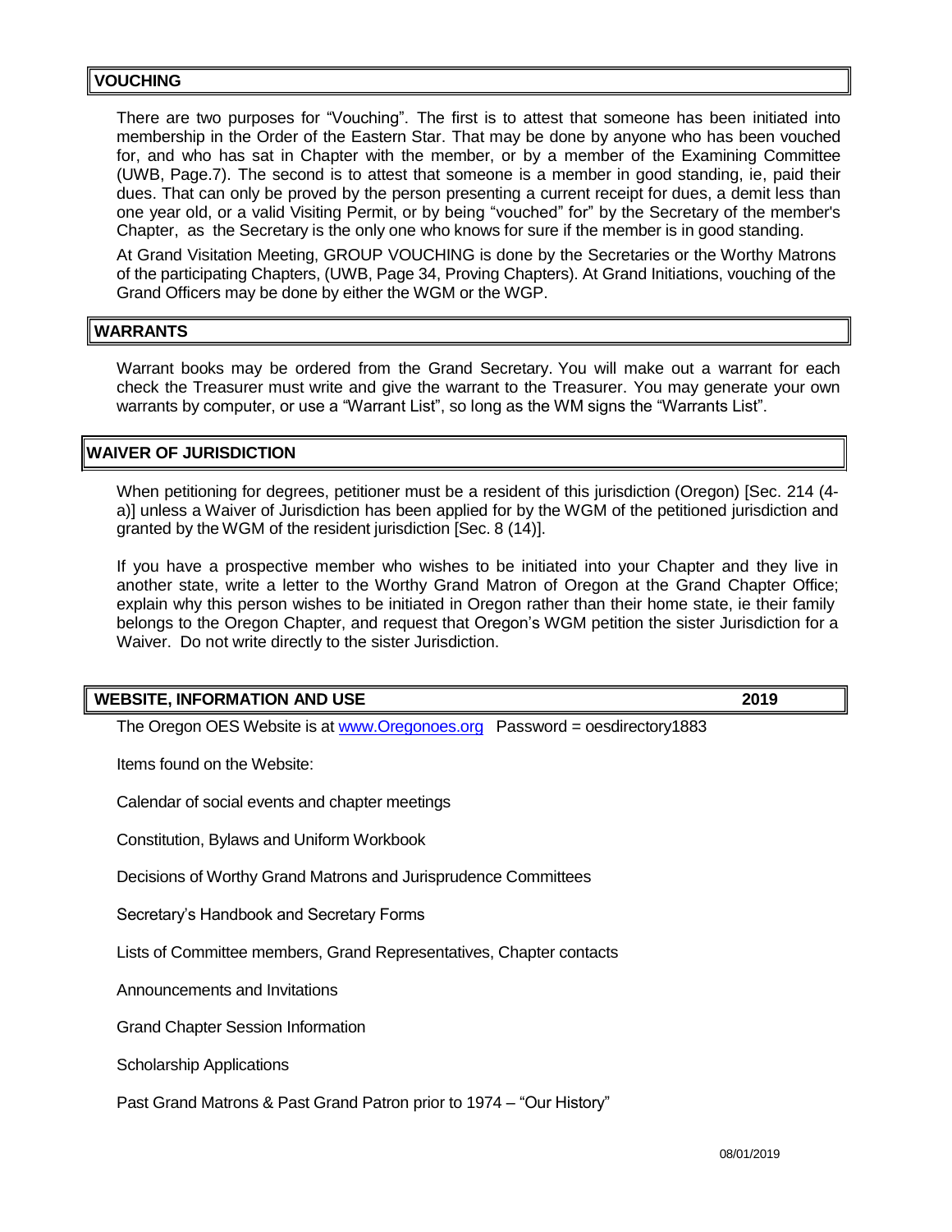## VOUCHING

There are two purposes for "Vouching". The first is to attest that someone has been initiated into membership in the Order of the Eastern Star. That may be done by anyone who has been vouched for, and who has sat in Chapter with the member, or by a member of the Examining Committee (UWB, Page.7). The second is to attest that someone is a member in good standing, ie, paid their dues. That can only be proved by the person presenting a current receipt for dues, a demit less than one year old, or a valid Visiting Permit, or by being "vouched" for" by the Secretary of the member's Chapter, as the Secretary is the only one who knows for sure if the member is in good standing.

At Grand Visitation Meeting, GROUP VOUCHING is done by the Secretaries or the Worthy Matrons of the participating Chapters, (UWB, Page 34, Proving Chapters). At Grand Initiations, vouching of the Grand Officers may be done by either the WGM or the WGP.

## WARRANTS

Warrant books may be ordered from the Grand Secretary. You will make out a warrant for each check the Treasurer must write and give the warrant to the Treasurer. You may generate your own warrants by computer, or use a "Warrant List", so long as the WM signs the "Warrants List".

## WAIVER OF JURISDICTION

When petitioning for degrees, petitioner must be a resident of this jurisdiction (Oregon) [Sec. 214 (4-a)] unless a Waiver of Jurisdiction has been applied for by the WGM of the petitioned jurisdiction and granted by the WGM of the resident jurisdiction [Sec. 8 (14)].

If you have a prospective member who wishes to be initiated into your Chapter and they live in another state, write a letter to the Worthy Grand Matron of Oregon at the Grand Chapter Office; explain why this person wishes to be initiated in Oregon rather than their home state, ie their family belongs to the Oregon Chapter, and request that Oregon's WGM petition the sister Jurisdiction for a Waiver. Do not write directly to the sister Jurisdiction.

## WEBSITE, INFORMATION AND USE — 2019

The Oregon OES Website is at www.Oregonoes.org Password = oesdirectory1883

Items found on the Website:

Calendar of social events and chapter meetings

Constitution, Bylaws and Uniform Workbook

Decisions of Worthy Grand Matrons and Jurisprudence Committees

Secretary's Handbook and Secretary Forms

Lists of Committee members, Grand Representatives, Chapter contacts

Announcements and Invitations

Grand Chapter Session Information

Scholarship Applications

Past Grand Matrons & Past Grand Patron prior to 1974 – "Our History"

08/01/2019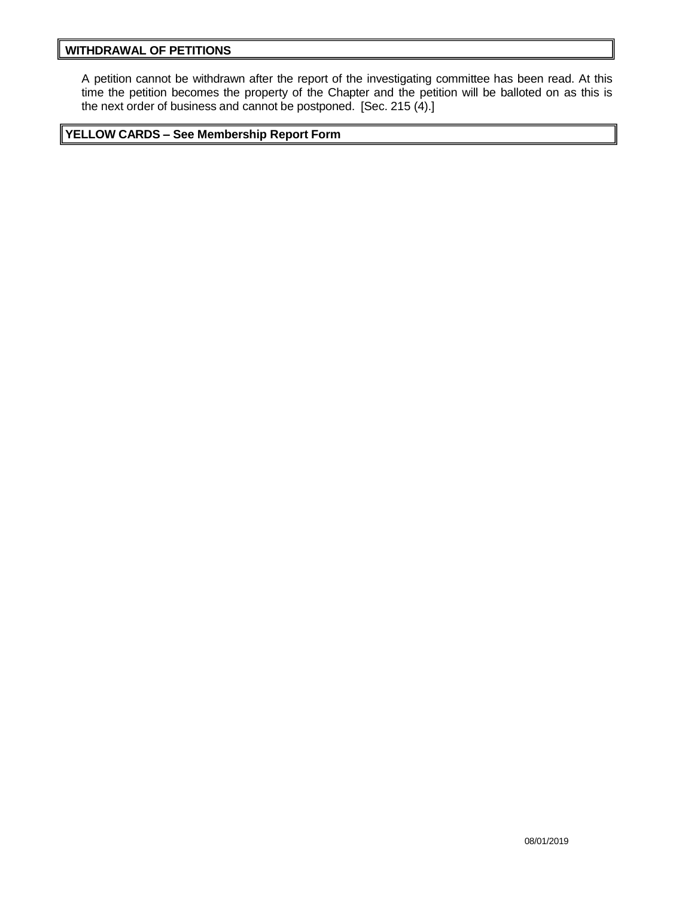## WITHDRAWAL OF PETITIONS

A petition cannot be withdrawn after the report of the investigating committee has been read. At this time the petition becomes the property of the Chapter and the petition will be balloted on as this is the next order of business and cannot be postponed. [Sec. 215 (4).]

## YELLOW CARDS – See Membership Report Form

08/01/2019